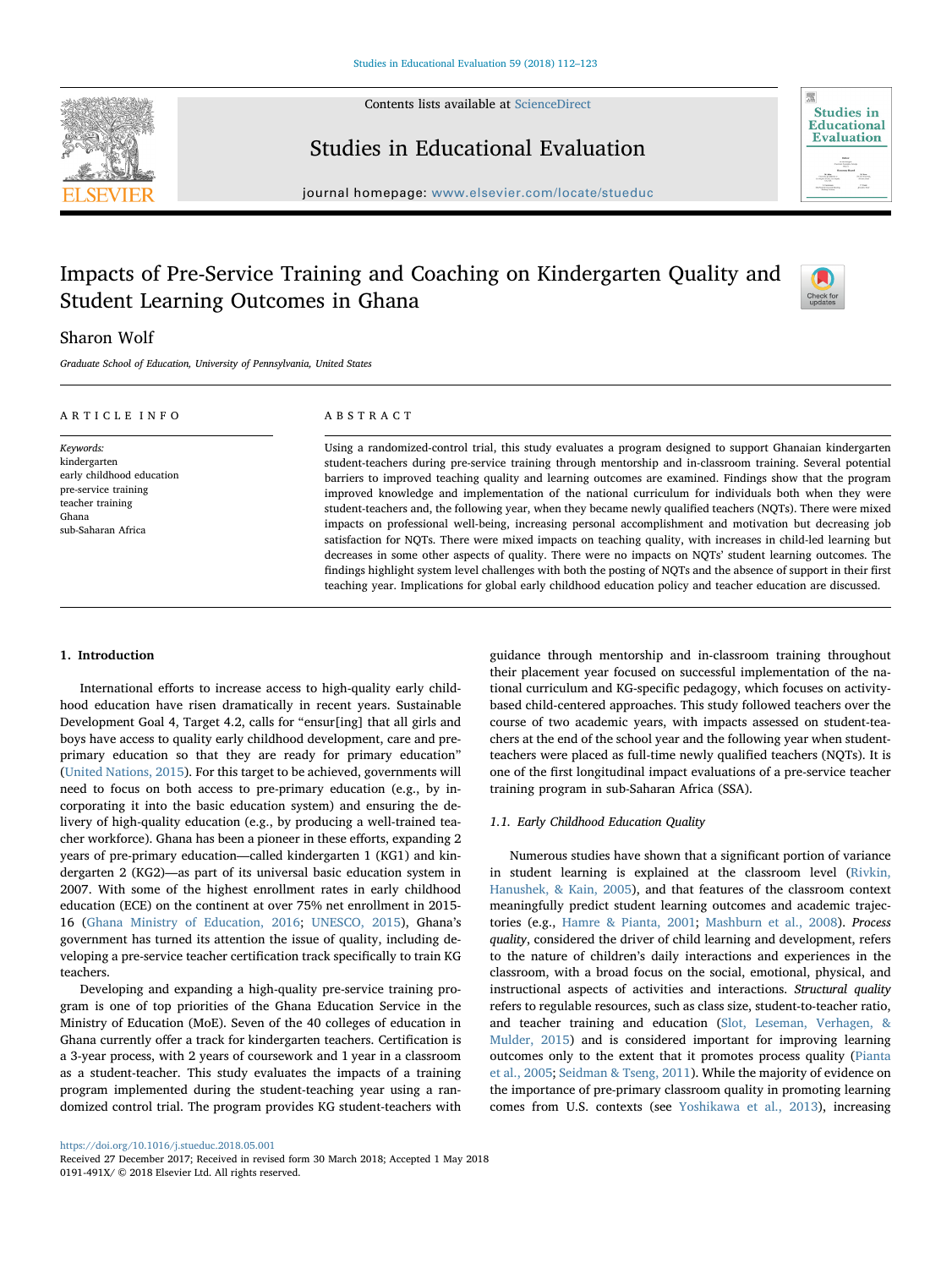# Impacts of Pre-Service Training and Coaching on Kindergarten Quality and Student Learning Outcomes in Ghana

Sharon Wolf

*Graduate School of Education, University of Pennsylvania, United States*

## ARTICLE INFO

*Keywords:*
kindergarten
early childhood education
pre-service training
teacher training
Ghana
sub-Saharan Africa

## ABSTRACT

Using a randomized-control trial, this study evaluates a program designed to support Ghanaian kindergarten student-teachers during pre-service training through mentorship and in-classroom training. Several potential barriers to improved teaching quality and learning outcomes are examined. Findings show that the program improved knowledge and implementation of the national curriculum for individuals both when they were student-teachers and, the following year, when they became newly qualified teachers (NQTs). There were mixed impacts on professional well-being, increasing personal accomplishment and motivation but decreasing job satisfaction for NQTs. There were mixed impacts on teaching quality, with increases in child-led learning but decreases in some other aspects of quality. There were no impacts on NQTs' student learning outcomes. The findings highlight system level challenges with both the posting of NQTs and the absence of support in their first teaching year. Implications for global early childhood education policy and teacher education are discussed.

## 1. Introduction

International efforts to increase access to high-quality early childhood education have risen dramatically in recent years. Sustainable Development Goal 4, Target 4.2, calls for "ensur[ing] that all girls and boys have access to quality early childhood development, care and pre-primary education so that they are ready for primary education" (United Nations, 2015). For this target to be achieved, governments will need to focus on both access to pre-primary education (e.g., by incorporating it into the basic education system) and ensuring the delivery of high-quality education (e.g., by producing a well-trained teacher workforce). Ghana has been a pioneer in these efforts, expanding 2 years of pre-primary education—called kindergarten 1 (KG1) and kindergarten 2 (KG2)—as part of its universal basic education system in 2007. With some of the highest enrollment rates in early childhood education (ECE) on the continent at over 75% net enrollment in 2015-16 (Ghana Ministry of Education, 2016; UNESCO, 2015), Ghana's government has turned its attention the issue of quality, including developing a pre-service teacher certification track specifically to train KG teachers.

Developing and expanding a high-quality pre-service training program is one of top priorities of the Ghana Education Service in the Ministry of Education (MoE). Seven of the 40 colleges of education in Ghana currently offer a track for kindergarten teachers. Certification is a 3-year process, with 2 years of coursework and 1 year in a classroom as a student-teacher. This study evaluates the impacts of a training program implemented during the student-teaching year using a randomized control trial. The program provides KG student-teachers with guidance through mentorship and in-classroom training throughout their placement year focused on successful implementation of the national curriculum and KG-specific pedagogy, which focuses on activity-based child-centered approaches. This study followed teachers over the course of two academic years, with impacts assessed on student-teachers at the end of the school year and the following year when student-teachers were placed as full-time newly qualified teachers (NQTs). It is one of the first longitudinal impact evaluations of a pre-service teacher training program in sub-Saharan Africa (SSA).

### 1.1. Early Childhood Education Quality

Numerous studies have shown that a significant portion of variance in student learning is explained at the classroom level (Rivkin, Hanushek, & Kain, 2005), and that features of the classroom context meaningfully predict student learning outcomes and academic trajectories (e.g., Hamre & Pianta, 2001; Mashburn et al., 2008). *Process quality*, considered the driver of child learning and development, refers to the nature of children's daily interactions and experiences in the classroom, with a broad focus on the social, emotional, physical, and instructional aspects of activities and interactions. *Structural quality* refers to regulable resources, such as class size, student-to-teacher ratio, and teacher training and education (Slot, Leseman, Verhagen, & Mulder, 2015) and is considered important for improving learning outcomes only to the extent that it promotes process quality (Pianta et al., 2005; Seidman & Tseng, 2011). While the majority of evidence on the importance of pre-primary classroom quality in promoting learning comes from U.S. contexts (see Yoshikawa et al., 2013), increasing

https://doi.org/10.1016/j.stueduc.2018.05.001
Received 27 December 2017; Received in revised form 30 March 2018; Accepted 1 May 2018
0191-491X/ © 2018 Elsevier Ltd. All rights reserved.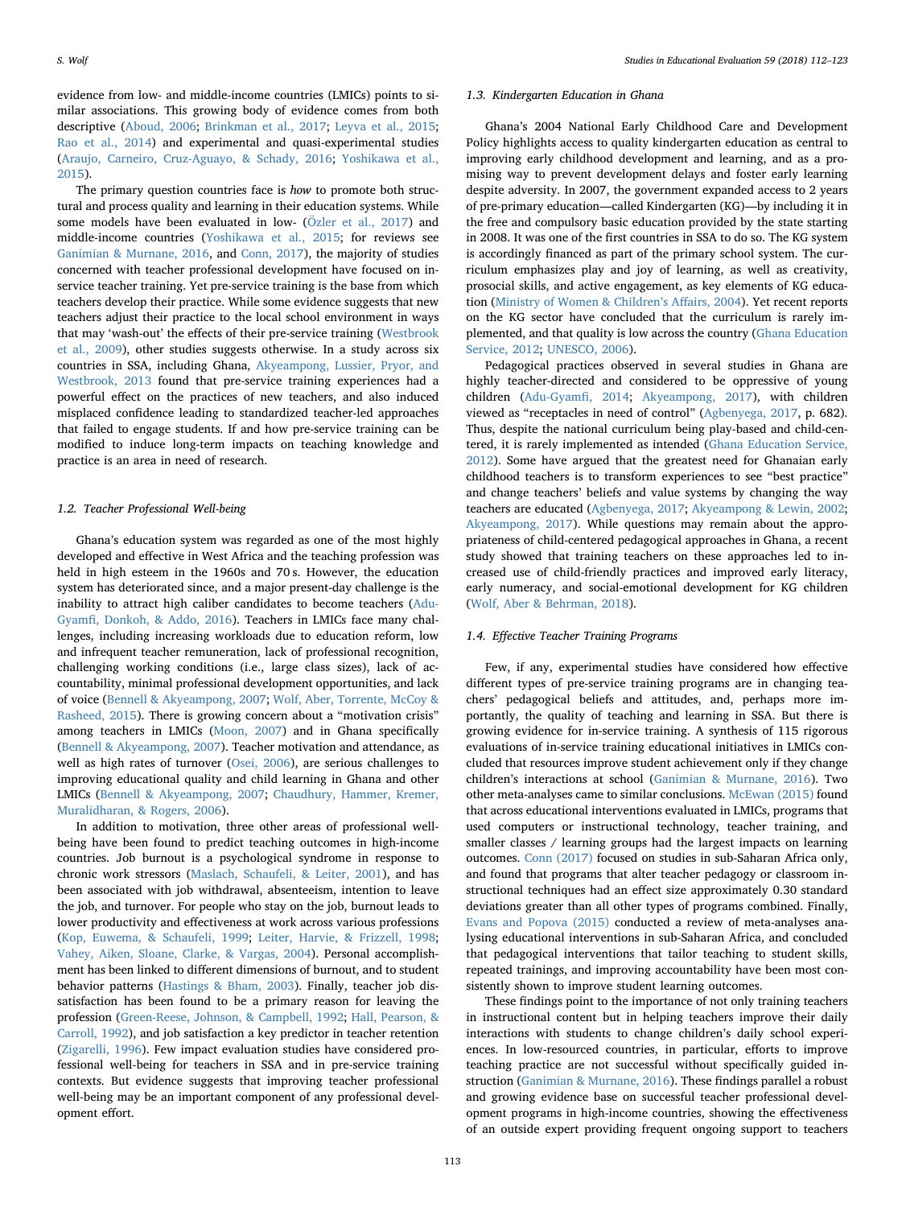evidence from low- and middle-income countries (LMICs) points to similar associations. This growing body of evidence comes from both descriptive (Aboud, 2006; Brinkman et al., 2017; Leyva et al., 2015; Rao et al., 2014) and experimental and quasi-experimental studies (Araujo, Carneiro, Cruz-Aguayo, & Schady, 2016; Yoshikawa et al., 2015).

The primary question countries face is *how* to promote both structural and process quality and learning in their education systems. While some models have been evaluated in low- (Özler et al., 2017) and middle-income countries (Yoshikawa et al., 2015; for reviews see Ganimian & Murnane, 2016, and Conn, 2017), the majority of studies concerned with teacher professional development have focused on in-service teacher training. Yet pre-service training is the base from which teachers develop their practice. While some evidence suggests that new teachers adjust their practice to the local school environment in ways that may 'wash-out' the effects of their pre-service training (Westbrook et al., 2009), other studies suggests otherwise. In a study across six countries in SSA, including Ghana, Akyeampong, Lussier, Pryor, and Westbrook, 2013 found that pre-service training experiences had a powerful effect on the practices of new teachers, and also induced misplaced confidence leading to standardized teacher-led approaches that failed to engage students. If and how pre-service training can be modified to induce long-term impacts on teaching knowledge and practice is an area in need of research.

### 1.2. Teacher Professional Well-being

Ghana's education system was regarded as one of the most highly developed and effective in West Africa and the teaching profession was held in high esteem in the 1960s and 70 s. However, the education system has deteriorated since, and a major present-day challenge is the inability to attract high caliber candidates to become teachers (Adu-Gyamfi, Donkoh, & Addo, 2016). Teachers in LMICs face many challenges, including increasing workloads due to education reform, low and infrequent teacher remuneration, lack of professional recognition, challenging working conditions (i.e., large class sizes), lack of accountability, minimal professional development opportunities, and lack of voice (Bennell & Akyeampong, 2007; Wolf, Aber, Torrente, McCoy & Rasheed, 2015). There is growing concern about a "motivation crisis" among teachers in LMICs (Moon, 2007) and in Ghana specifically (Bennell & Akyeampong, 2007). Teacher motivation and attendance, as well as high rates of turnover (Osei, 2006), are serious challenges to improving educational quality and child learning in Ghana and other LMICs (Bennell & Akyeampong, 2007; Chaudhury, Hammer, Kremer, Muralidharan, & Rogers, 2006).

In addition to motivation, three other areas of professional well-being have been found to predict teaching outcomes in high-income countries. Job burnout is a psychological syndrome in response to chronic work stressors (Maslach, Schaufeli, & Leiter, 2001), and has been associated with job withdrawal, absenteeism, intention to leave the job, and turnover. For people who stay on the job, burnout leads to lower productivity and effectiveness at work across various professions (Kop, Euwema, & Schaufeli, 1999; Leiter, Harvie, & Frizzell, 1998; Vahey, Aiken, Sloane, Clarke, & Vargas, 2004). Personal accomplishment has been linked to different dimensions of burnout, and to student behavior patterns (Hastings & Bham, 2003). Finally, teacher job dissatisfaction has been found to be a primary reason for leaving the profession (Green-Reese, Johnson, & Campbell, 1992; Hall, Pearson, & Carroll, 1992), and job satisfaction a key predictor in teacher retention (Zigarelli, 1996). Few impact evaluation studies have considered professional well-being for teachers in SSA and in pre-service training contexts. But evidence suggests that improving teacher professional well-being may be an important component of any professional development effort.

### 1.3. Kindergarten Education in Ghana

Ghana's 2004 National Early Childhood Care and Development Policy highlights access to quality kindergarten education as central to improving early childhood development and learning, and as a promising way to prevent development delays and foster early learning despite adversity. In 2007, the government expanded access to 2 years of pre-primary education—called Kindergarten (KG)—by including it in the free and compulsory basic education provided by the state starting in 2008. It was one of the first countries in SSA to do so. The KG system is accordingly financed as part of the primary school system. The curriculum emphasizes play and joy of learning, as well as creativity, prosocial skills, and active engagement, as key elements of KG education (Ministry of Women & Children's Affairs, 2004). Yet recent reports on the KG sector have concluded that the curriculum is rarely implemented, and that quality is low across the country (Ghana Education Service, 2012; UNESCO, 2006).

Pedagogical practices observed in several studies in Ghana are highly teacher-directed and considered to be oppressive of young children (Adu-Gyamfi, 2014; Akyeampong, 2017), with children viewed as "receptacles in need of control" (Agbenyega, 2017, p. 682). Thus, despite the national curriculum being play-based and child-centered, it is rarely implemented as intended (Ghana Education Service, 2012). Some have argued that the greatest need for Ghanaian early childhood teachers is to transform experiences to see "best practice" and change teachers' beliefs and value systems by changing the way teachers are educated (Agbenyega, 2017; Akyeampong & Lewin, 2002; Akyeampong, 2017). While questions may remain about the appropriateness of child-centered pedagogical approaches in Ghana, a recent study showed that training teachers on these approaches led to increased use of child-friendly practices and improved early literacy, early numeracy, and social-emotional development for KG children (Wolf, Aber & Behrman, 2018).

### 1.4. Effective Teacher Training Programs

Few, if any, experimental studies have considered how effective different types of pre-service training programs are in changing teachers' pedagogical beliefs and attitudes, and, perhaps more importantly, the quality of teaching and learning in SSA. But there is growing evidence for in-service training. A synthesis of 115 rigorous evaluations of in-service training educational initiatives in LMICs concluded that resources improve student achievement only if they change children's interactions at school (Ganimian & Murnane, 2016). Two other meta-analyses came to similar conclusions. McEwan (2015) found that across educational interventions evaluated in LMICs, programs that used computers or instructional technology, teacher training, and smaller classes / learning groups had the largest impacts on learning outcomes. Conn (2017) focused on studies in sub-Saharan Africa only, and found that programs that alter teacher pedagogy or classroom instructional techniques had an effect size approximately 0.30 standard deviations greater than all other types of programs combined. Finally, Evans and Popova (2015) conducted a review of meta-analyses analysing educational interventions in sub-Saharan Africa, and concluded that pedagogical interventions that tailor teaching to student skills, repeated trainings, and improving accountability have been most consistently shown to improve student learning outcomes.

These findings point to the importance of not only training teachers in instructional content but in helping teachers improve their daily interactions with students to change children's daily school experiences. In low-resourced countries, in particular, efforts to improve teaching practice are not successful without specifically guided instruction (Ganimian & Murnane, 2016). These findings parallel a robust and growing evidence base on successful teacher professional development programs in high-income countries, showing the effectiveness of an outside expert providing frequent ongoing support to teachers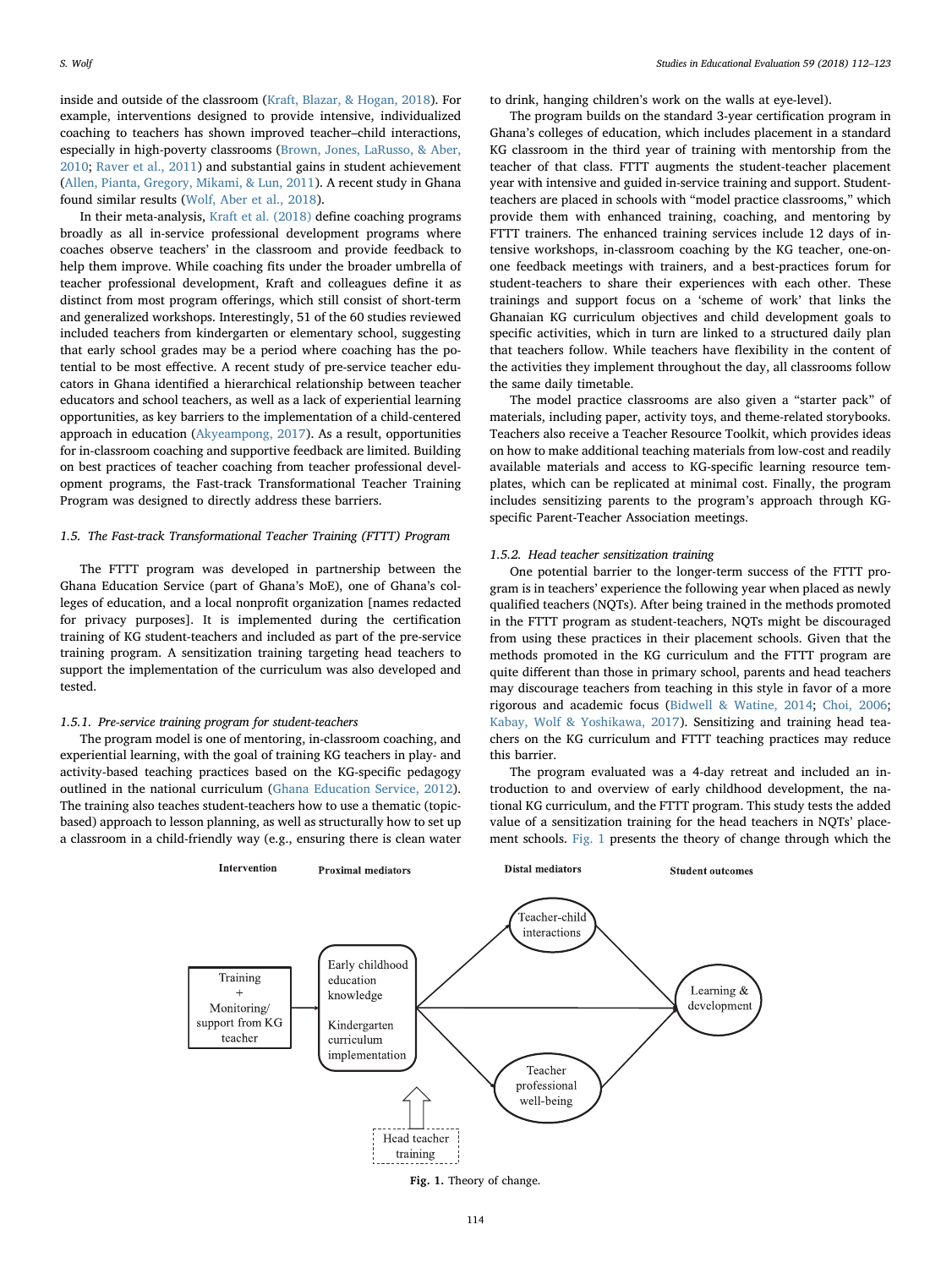inside and outside of the classroom (Kraft, Blazar, & Hogan, 2018). For example, interventions designed to provide intensive, individualized coaching to teachers has shown improved teacher–child interactions, especially in high-poverty classrooms (Brown, Jones, LaRusso, & Aber, 2010; Raver et al., 2011) and substantial gains in student achievement (Allen, Pianta, Gregory, Mikami, & Lun, 2011). A recent study in Ghana found similar results (Wolf, Aber et al., 2018).

In their meta-analysis, Kraft et al. (2018) define coaching programs broadly as all in-service professional development programs where coaches observe teachers' in the classroom and provide feedback to help them improve. While coaching fits under the broader umbrella of teacher professional development, Kraft and colleagues define it as distinct from most program offerings, which still consist of short-term and generalized workshops. Interestingly, 51 of the 60 studies reviewed included teachers from kindergarten or elementary school, suggesting that early school grades may be a period where coaching has the potential to be most effective. A recent study of pre-service teacher educators in Ghana identified a hierarchical relationship between teacher educators and school teachers, as well as a lack of experiential learning opportunities, as key barriers to the implementation of a child-centered approach in education (Akyeampong, 2017). As a result, opportunities for in-classroom coaching and supportive feedback are limited. Building on best practices of teacher coaching from teacher professional development programs, the Fast-track Transformational Teacher Training Program was designed to directly address these barriers.

### 1.5. The Fast-track Transformational Teacher Training (FTTT) Program

The FTTT program was developed in partnership between the Ghana Education Service (part of Ghana's MoE), one of Ghana's colleges of education, and a local nonprofit organization [names redacted for privacy purposes]. It is implemented during the certification training of KG student-teachers and included as part of the pre-service training program. A sensitization training targeting head teachers to support the implementation of the curriculum was also developed and tested.

#### 1.5.1. Pre-service training program for student-teachers

The program model is one of mentoring, in-classroom coaching, and experiential learning, with the goal of training KG teachers in play- and activity-based teaching practices based on the KG-specific pedagogy outlined in the national curriculum (Ghana Education Service, 2012). The training also teaches student-teachers how to use a thematic (topic-based) approach to lesson planning, as well as structurally how to set up a classroom in a child-friendly way (e.g., ensuring there is clean water to drink, hanging children's work on the walls at eye-level).

The program builds on the standard 3-year certification program in Ghana's colleges of education, which includes placement in a standard KG classroom in the third year of training with mentorship from the teacher of that class. FTTT augments the student-teacher placement year with intensive and guided in-service training and support. Student-teachers are placed in schools with "model practice classrooms," which provide them with enhanced training, coaching, and mentoring by FTTT trainers. The enhanced training services include 12 days of intensive workshops, in-classroom coaching by the KG teacher, one-on-one feedback meetings with trainers, and a best-practices forum for student-teachers to share their experiences with each other. These trainings and support focus on a 'scheme of work' that links the Ghanaian KG curriculum objectives and child development goals to specific activities, which in turn are linked to a structured daily plan that teachers follow. While teachers have flexibility in the content of the activities they implement throughout the day, all classrooms follow the same daily timetable.

The model practice classrooms are also given a "starter pack" of materials, including paper, activity toys, and theme-related storybooks. Teachers also receive a Teacher Resource Toolkit, which provides ideas on how to make additional teaching materials from low-cost and readily available materials and access to KG-specific learning resource templates, which can be replicated at minimal cost. Finally, the program includes sensitizing parents to the program's approach through KG-specific Parent-Teacher Association meetings.

#### 1.5.2. Head teacher sensitization training

One potential barrier to the longer-term success of the FTTT program is in teachers' experience the following year when placed as newly qualified teachers (NQTs). After being trained in the methods promoted in the FTTT program as student-teachers, NQTs might be discouraged from using these practices in their placement schools. Given that the methods promoted in the KG curriculum and the FTTT program are quite different than those in primary school, parents and head teachers may discourage teachers from teaching in this style in favor of a more rigorous and academic focus (Bidwell & Watine, 2014; Choi, 2006; Kabay, Wolf & Yoshikawa, 2017). Sensitizing and training head teachers on the KG curriculum and FTTT teaching practices may reduce this barrier.

The program evaluated was a 4-day retreat and included an introduction to and overview of early childhood development, the national KG curriculum, and the FTTT program. This study tests the added value of a sensitization training for the head teachers in NQTs' placement schools. Fig. 1 presents the theory of change through which the

**Fig. 1.** Theory of change.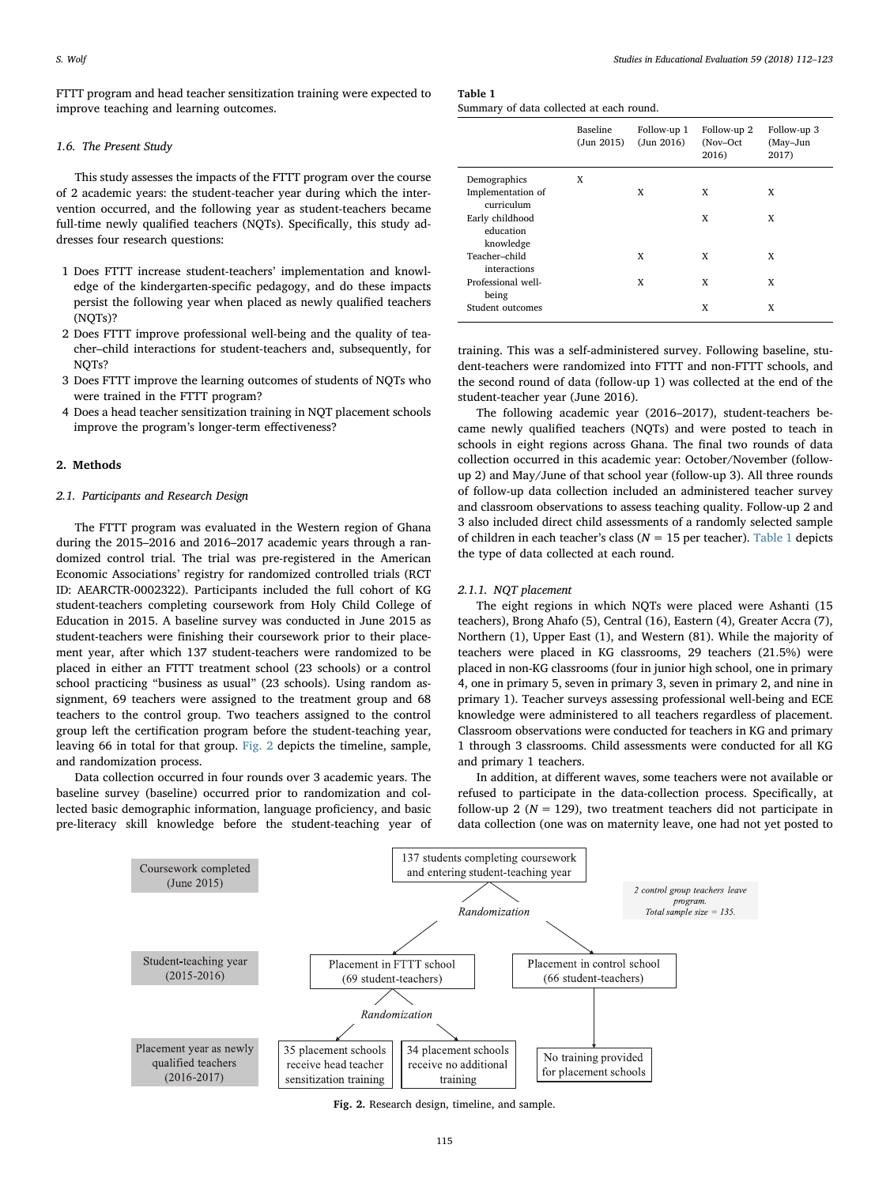FTTT program and head teacher sensitization training were expected to improve teaching and learning outcomes.

### 1.6. The Present Study

This study assesses the impacts of the FTTT program over the course of 2 academic years: the student-teacher year during which the intervention occurred, and the following year as student-teachers became full-time newly qualified teachers (NQTs). Specifically, this study addresses four research questions:

1. Does FTTT increase student-teachers' implementation and knowledge of the kindergarten-specific pedagogy, and do these impacts persist the following year when placed as newly qualified teachers (NQTs)?
2. Does FTTT improve professional well-being and the quality of teacher–child interactions for student-teachers and, subsequently, for NQTs?
3. Does FTTT improve the learning outcomes of students of NQTs who were trained in the FTTT program?
4. Does a head teacher sensitization training in NQT placement schools improve the program's longer-term effectiveness?

## 2. Methods

### 2.1. Participants and Research Design

The FTTT program was evaluated in the Western region of Ghana during the 2015–2016 and 2016–2017 academic years through a randomized control trial. The trial was pre-registered in the American Economic Associations' registry for randomized controlled trials (RCT ID: AEARCTR-0002322). Participants included the full cohort of KG student-teachers completing coursework from Holy Child College of Education in 2015. A baseline survey was conducted in June 2015 as student-teachers were finishing their coursework prior to their placement year, after which 137 student-teachers were randomized to be placed in either an FTTT treatment school (23 schools) or a control school practicing "business as usual" (23 schools). Using random assignment, 69 teachers were assigned to the treatment group and 68 teachers to the control group. Two teachers assigned to the control group left the certification program before the student-teaching year, leaving 66 in total for that group. Fig. 2 depicts the timeline, sample, and randomization process.

Data collection occurred in four rounds over 3 academic years. The baseline survey (baseline) occurred prior to randomization and collected basic demographic information, language proficiency, and basic pre-literacy skill knowledge before the student-teaching year of training. This was a self-administered survey. Following baseline, student-teachers were randomized into FTTT and non-FTTT schools, and the second round of data (follow-up 1) was collected at the end of the student-teacher year (June 2016).

**Table 1**
Summary of data collected at each round.

| | Baseline (Jun 2015) | Follow-up 1 (Jun 2016) | Follow-up 2 (Nov–Oct 2016) | Follow-up 3 (May–Jun 2017) |
|---|---|---|---|---|
| Demographics | X | | | |
| Implementation of curriculum | | X | X | X |
| Early childhood education knowledge | | | X | X |
| Teacher–child interactions | | X | X | X |
| Professional well-being | | X | X | X |
| Student outcomes | | | X | X |

The following academic year (2016–2017), student-teachers became newly qualified teachers (NQTs) and were posted to teach in schools in eight regions across Ghana. The final two rounds of data collection occurred in this academic year: October/November (follow-up 2) and May/June of that school year (follow-up 3). All three rounds of follow-up data collection included an administered teacher survey and classroom observations to assess teaching quality. Follow-up 2 and 3 also included direct child assessments of a randomly selected sample of children in each teacher's class ($N$ = 15 per teacher). Table 1 depicts the type of data collected at each round.

#### 2.1.1. NQT placement

The eight regions in which NQTs were placed were Ashanti (15 teachers), Brong Ahafo (5), Central (16), Eastern (4), Greater Accra (7), Northern (1), Upper East (1), and Western (81). While the majority of teachers were placed in KG classrooms, 29 teachers (21.5%) were placed in non-KG classrooms (four in junior high school, one in primary 4, one in primary 5, seven in primary 3, seven in primary 2, and nine in primary 1). Teacher surveys assessing professional well-being and ECE knowledge were administered to all teachers regardless of placement. Classroom observations were conducted for teachers in KG and primary 1 through 3 classrooms. Child assessments were conducted for all KG and primary 1 teachers.

In addition, at different waves, some teachers were not available or refused to participate in the data-collection process. Specifically, at follow-up 2 ($N$ = 129), two treatment teachers did not participate in data collection (one was on maternity leave, one had not yet posted to

| Timeline | Sample |
|---|---|
| Coursework completed (June 2015) | 137 students completing coursework and entering student-teaching year → Randomization (2 control group teachers leave program. Total sample size = 135.) |
| Student-teaching year (2015-2016) | Placement in FTTT school (69 student-teachers); Placement in control school (66 student-teachers) |
| Placement year as newly qualified teachers (2016-2017) | FTTT → Randomization: 35 placement schools receive head teacher sensitization training; 34 placement schools receive no additional training. Control: No training provided for placement schools |

**Fig. 2.** Research design, timeline, and sample.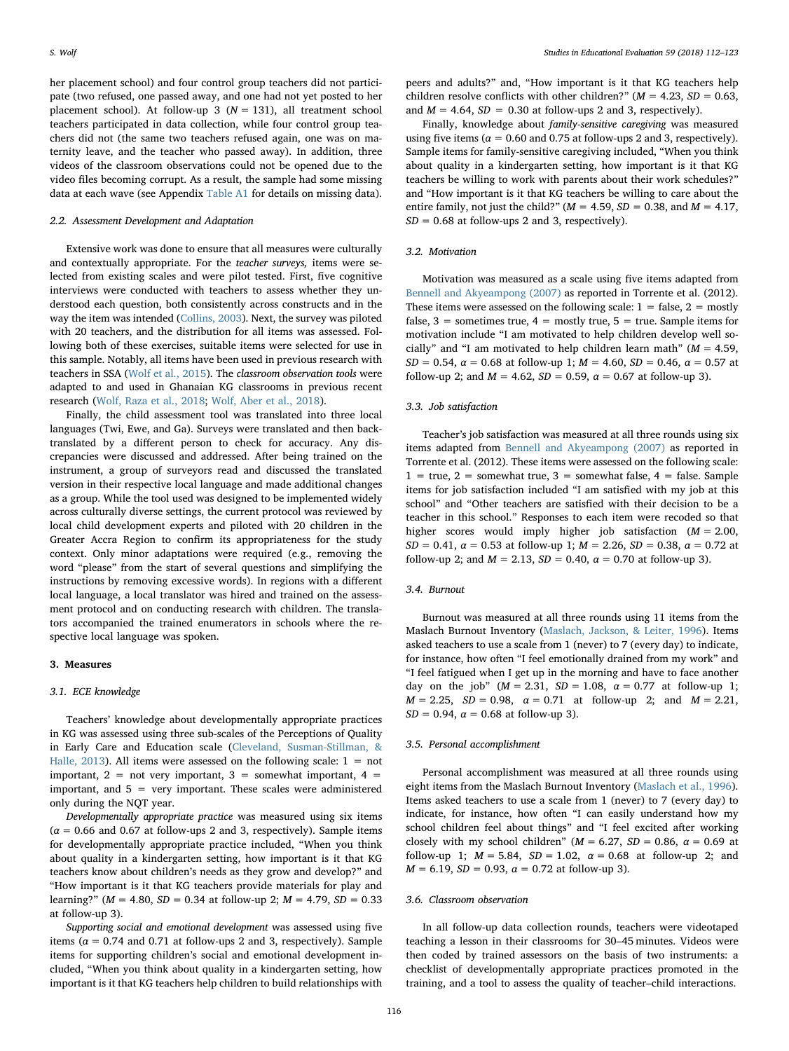her placement school) and four control group teachers did not participate (two refused, one passed away, and one had not yet posted to her placement school). At follow-up 3 ($N = 131$), all treatment school teachers participated in data collection, while four control group teachers did not (the same two teachers refused again, one was on maternity leave, and the teacher who passed away). In addition, three videos of the classroom observations could not be opened due to the video files becoming corrupt. As a result, the sample had some missing data at each wave (see Appendix Table A1 for details on missing data).

### 2.2. Assessment Development and Adaptation

Extensive work was done to ensure that all measures were culturally and contextually appropriate. For the *teacher surveys,* items were selected from existing scales and were pilot tested. First, five cognitive interviews were conducted with teachers to assess whether they understood each question, both consistently across constructs and in the way the item was intended (Collins, 2003). Next, the survey was piloted with 20 teachers, and the distribution for all items was assessed. Following both of these exercises, suitable items were selected for use in this sample. Notably, all items have been used in previous research with teachers in SSA (Wolf et al., 2015). The *classroom observation tools* were adapted to and used in Ghanaian KG classrooms in previous recent research (Wolf, Raza et al., 2018; Wolf, Aber et al., 2018).

Finally, the child assessment tool was translated into three local languages (Twi, Ewe, and Ga). Surveys were translated and then back-translated by a different person to check for accuracy. Any discrepancies were discussed and addressed. After being trained on the instrument, a group of surveyors read and discussed the translated version in their respective local language and made additional changes as a group. While the tool used was designed to be implemented widely across culturally diverse settings, the current protocol was reviewed by local child development experts and piloted with 20 children in the Greater Accra Region to confirm its appropriateness for the study context. Only minor adaptations were required (e.g., removing the word "please" from the start of several questions and simplifying the instructions by removing excessive words). In regions with a different local language, a local translator was hired and trained on the assessment protocol and on conducting research with children. The translators accompanied the trained enumerators in schools where the respective local language was spoken.

## 3. Measures

### 3.1. ECE knowledge

Teachers' knowledge about developmentally appropriate practices in KG was assessed using three sub-scales of the Perceptions of Quality in Early Care and Education scale (Cleveland, Susman-Stillman, & Halle, 2013). All items were assessed on the following scale: 1 = not important, 2 = not very important, 3 = somewhat important, 4 = important, and 5 = very important. These scales were administered only during the NQT year.

*Developmentally appropriate practice* was measured using six items ($\alpha = 0.66$ and 0.67 at follow-ups 2 and 3, respectively). Sample items for developmentally appropriate practice included, "When you think about quality in a kindergarten setting, how important is it that KG teachers know about children's needs as they grow and develop?" and "How important is it that KG teachers provide materials for play and learning?" ($M = 4.80$, $SD = 0.34$ at follow-up 2; $M = 4.79$, $SD = 0.33$ at follow-up 3).

*Supporting social and emotional development* was assessed using five items ($\alpha = 0.74$ and 0.71 at follow-ups 2 and 3, respectively). Sample items for supporting children's social and emotional development included, "When you think about quality in a kindergarten setting, how important is it that KG teachers help children to build relationships with peers and adults?" and, "How important is it that KG teachers help children resolve conflicts with other children?" ($M = 4.23$, $SD = 0.63$, and $M = 4.64$, $SD = 0.30$ at follow-ups 2 and 3, respectively).

Finally, knowledge about *family-sensitive caregiving* was measured using five items ($\alpha = 0.60$ and 0.75 at follow-ups 2 and 3, respectively). Sample items for family-sensitive caregiving included, "When you think about quality in a kindergarten setting, how important is it that KG teachers be willing to work with parents about their work schedules?" and "How important is it that KG teachers be willing to care about the entire family, not just the child?" ($M = 4.59$, $SD = 0.38$, and $M = 4.17$, $SD = 0.68$ at follow-ups 2 and 3, respectively).

### 3.2. Motivation

Motivation was measured as a scale using five items adapted from Bennell and Akyeampong (2007) as reported in Torrente et al. (2012). These items were assessed on the following scale: 1 = false, 2 = mostly false, 3 = sometimes true, 4 = mostly true, 5 = true. Sample items for motivation include "I am motivated to help children develop well socially" and "I am motivated to help children learn math" ($M = 4.59$, $SD = 0.54$, $\alpha = 0.68$ at follow-up 1; $M = 4.60$, $SD = 0.46$, $\alpha = 0.57$ at follow-up 2; and $M = 4.62$, $SD = 0.59$, $\alpha = 0.67$ at follow-up 3).

### 3.3. Job satisfaction

Teacher's job satisfaction was measured at all three rounds using six items adapted from Bennell and Akyeampong (2007) as reported in Torrente et al. (2012). These items were assessed on the following scale: 1 = true, 2 = somewhat true, 3 = somewhat false, 4 = false. Sample items for job satisfaction included "I am satisfied with my job at this school" and "Other teachers are satisfied with their decision to be a teacher in this school." Responses to each item were recoded so that higher scores would imply higher job satisfaction ($M = 2.00$, $SD = 0.41$, $\alpha = 0.53$ at follow-up 1; $M = 2.26$, $SD = 0.38$, $\alpha = 0.72$ at follow-up 2; and $M = 2.13$, $SD = 0.40$, $\alpha = 0.70$ at follow-up 3).

### 3.4. Burnout

Burnout was measured at all three rounds using 11 items from the Maslach Burnout Inventory (Maslach, Jackson, & Leiter, 1996). Items asked teachers to use a scale from 1 (never) to 7 (every day) to indicate, for instance, how often "I feel emotionally drained from my work" and "I feel fatigued when I get up in the morning and have to face another day on the job" ($M = 2.31$, $SD = 1.08$, $\alpha = 0.77$ at follow-up 1; $M = 2.25$, $SD = 0.98$, $\alpha = 0.71$ at follow-up 2; and $M = 2.21$, $SD = 0.94$, $\alpha = 0.68$ at follow-up 3).

### 3.5. Personal accomplishment

Personal accomplishment was measured at all three rounds using eight items from the Maslach Burnout Inventory (Maslach et al., 1996). Items asked teachers to use a scale from 1 (never) to 7 (every day) to indicate, for instance, how often "I can easily understand how my school children feel about things" and "I feel excited after working closely with my school children" ($M = 6.27$, $SD = 0.86$, $\alpha = 0.69$ at follow-up 1; $M = 5.84$, $SD = 1.02$, $\alpha = 0.68$ at follow-up 2; and $M = 6.19$, $SD = 0.93$, $\alpha = 0.72$ at follow-up 3).

### 3.6. Classroom observation

In all follow-up data collection rounds, teachers were videotaped teaching a lesson in their classrooms for 30–45 minutes. Videos were then coded by trained assessors on the basis of two instruments: a checklist of developmentally appropriate practices promoted in the training, and a tool to assess the quality of teacher–child interactions.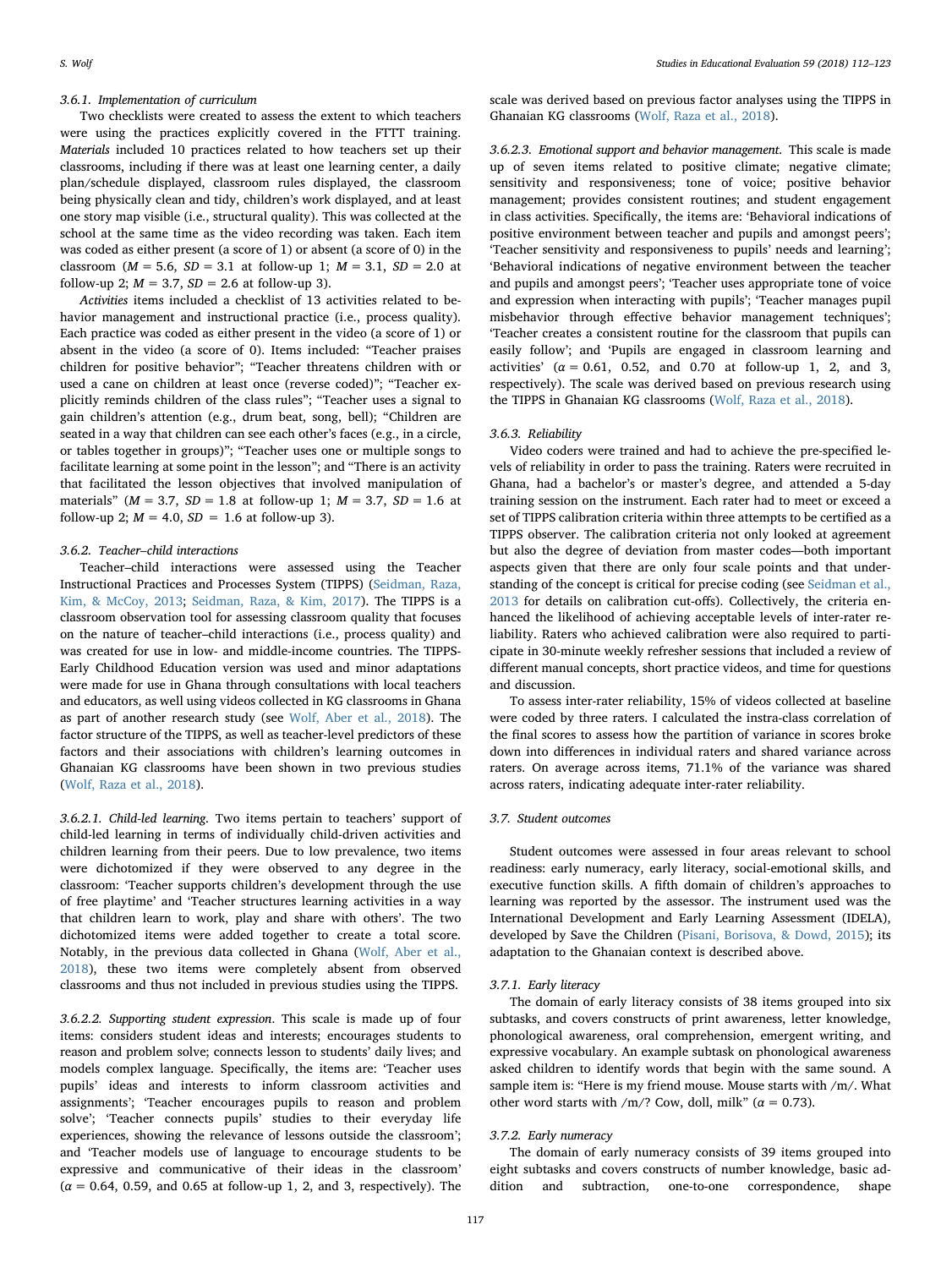#### 3.6.1. Implementation of curriculum

Two checklists were created to assess the extent to which teachers were using the practices explicitly covered in the FTTT training. *Materials* included 10 practices related to how teachers set up their classrooms, including if there was at least one learning center, a daily plan/schedule displayed, classroom rules displayed, the classroom being physically clean and tidy, children's work displayed, and at least one story map visible (i.e., structural quality). This was collected at the school at the same time as the video recording was taken. Each item was coded as either present (a score of 1) or absent (a score of 0) in the classroom ($M = 5.6$, $SD = 3.1$ at follow-up 1; $M = 3.1$, $SD = 2.0$ at follow-up 2; $M = 3.7$, $SD = 2.6$ at follow-up 3).

*Activities* items included a checklist of 13 activities related to behavior management and instructional practice (i.e., process quality). Each practice was coded as either present in the video (a score of 1) or absent in the video (a score of 0). Items included: "Teacher praises children for positive behavior"; "Teacher threatens children with or used a cane on children at least once (reverse coded)"; "Teacher explicitly reminds children of the class rules"; "Teacher uses a signal to gain children's attention (e.g., drum beat, song, bell)"; "Children are seated in a way that children can see each other's faces (e.g., in a circle, or tables together in groups)"; "Teacher uses one or multiple songs to facilitate learning at some point in the lesson"; and "There is an activity that facilitated the lesson objectives that involved manipulation of materials" ($M = 3.7$, $SD = 1.8$ at follow-up 1; $M = 3.7$, $SD = 1.6$ at follow-up 2; $M = 4.0$, $SD = 1.6$ at follow-up 3).

### 3.6.2. Teacher–child interactions

Teacher–child interactions were assessed using the Teacher Instructional Practices and Processes System (TIPPS) (Seidman, Raza, Kim, & McCoy, 2013; Seidman, Raza, & Kim, 2017). The TIPPS is a classroom observation tool for assessing classroom quality that focuses on the nature of teacher–child interactions (i.e., process quality) and was created for use in low- and middle-income countries. The TIPPS-Early Childhood Education version was used and minor adaptations were made for use in Ghana through consultations with local teachers and educators, as well using videos collected in KG classrooms in Ghana as part of another research study (see Wolf, Aber et al., 2018). The factor structure of the TIPPS, as well as teacher-level predictors of these factors and their associations with children's learning outcomes in Ghanaian KG classrooms have been shown in two previous studies (Wolf, Raza et al., 2018).

*3.6.2.1. Child-led learning.* Two items pertain to teachers' support of child-led learning in terms of individually child-driven activities and children learning from their peers. Due to low prevalence, two items were dichotomized if they were observed to any degree in the classroom: 'Teacher supports children's development through the use of free playtime' and 'Teacher structures learning activities in a way that children learn to work, play and share with others'. The two dichotomized items were added together to create a total score. Notably, in the previous data collected in Ghana (Wolf, Aber et al., 2018), these two items were completely absent from observed classrooms and thus not included in previous studies using the TIPPS.

*3.6.2.2. Supporting student expression.* This scale is made up of four items: considers student ideas and interests; encourages students to reason and problem solve; connects lesson to students' daily lives; and models complex language. Specifically, the items are: 'Teacher uses pupils' ideas and interests to inform classroom activities and assignments'; 'Teacher encourages pupils to reason and problem solve'; 'Teacher connects pupils' studies to their everyday life experiences, showing the relevance of lessons outside the classroom'; and 'Teacher models use of language to encourage students to be expressive and communicative of their ideas in the classroom' ($\alpha = 0.64$, 0.59, and 0.65 at follow-up 1, 2, and 3, respectively). The scale was derived based on previous factor analyses using the TIPPS in Ghanaian KG classrooms (Wolf, Raza et al., 2018).

*3.6.2.3. Emotional support and behavior management.* This scale is made up of seven items related to positive climate; negative climate; sensitivity and responsiveness; tone of voice; positive behavior management; provides consistent routines; and student engagement in class activities. Specifically, the items are: 'Behavioral indications of positive environment between teacher and pupils and amongst peers'; 'Teacher sensitivity and responsiveness to pupils' needs and learning'; 'Behavioral indications of negative environment between the teacher and pupils and amongst peers'; 'Teacher uses appropriate tone of voice and expression when interacting with pupils'; 'Teacher manages pupil misbehavior through effective behavior management techniques'; 'Teacher creates a consistent routine for the classroom that pupils can easily follow'; and 'Pupils are engaged in classroom learning and activities' ($\alpha = 0.61$, 0.52, and 0.70 at follow-up 1, 2, and 3, respectively). The scale was derived based on previous research using the TIPPS in Ghanaian KG classrooms (Wolf, Raza et al., 2018).

### 3.6.3. Reliability

Video coders were trained and had to achieve the pre-specified levels of reliability in order to pass the training. Raters were recruited in Ghana, had a bachelor's or master's degree, and attended a 5-day training session on the instrument. Each rater had to meet or exceed a set of TIPPS calibration criteria within three attempts to be certified as a TIPPS observer. The calibration criteria not only looked at agreement but also the degree of deviation from master codes—both important aspects given that there are only four scale points and that understanding of the concept is critical for precise coding (see Seidman et al., 2013 for details on calibration cut-offs). Collectively, the criteria enhanced the likelihood of achieving acceptable levels of inter-rater reliability. Raters who achieved calibration were also required to participate in 30-minute weekly refresher sessions that included a review of different manual concepts, short practice videos, and time for questions and discussion.

To assess inter-rater reliability, 15% of videos collected at baseline were coded by three raters. I calculated the instra-class correlation of the final scores to assess how the partition of variance in scores broke down into differences in individual raters and shared variance across raters. On average across items, 71.1% of the variance was shared across raters, indicating adequate inter-rater reliability.

## 3.7. Student outcomes

Student outcomes were assessed in four areas relevant to school readiness: early numeracy, early literacy, social-emotional skills, and executive function skills. A fifth domain of children's approaches to learning was reported by the assessor. The instrument used was the International Development and Early Learning Assessment (IDELA), developed by Save the Children (Pisani, Borisova, & Dowd, 2015); its adaptation to the Ghanaian context is described above.

### 3.7.1. Early literacy

The domain of early literacy consists of 38 items grouped into six subtasks, and covers constructs of print awareness, letter knowledge, phonological awareness, oral comprehension, emergent writing, and expressive vocabulary. An example subtask on phonological awareness asked children to identify words that begin with the same sound. A sample item is: "Here is my friend mouse. Mouse starts with /m/. What other word starts with /m/? Cow, doll, milk" ($\alpha = 0.73$).

### 3.7.2. Early numeracy

The domain of early numeracy consists of 39 items grouped into eight subtasks and covers constructs of number knowledge, basic addition and subtraction, one-to-one correspondence, shape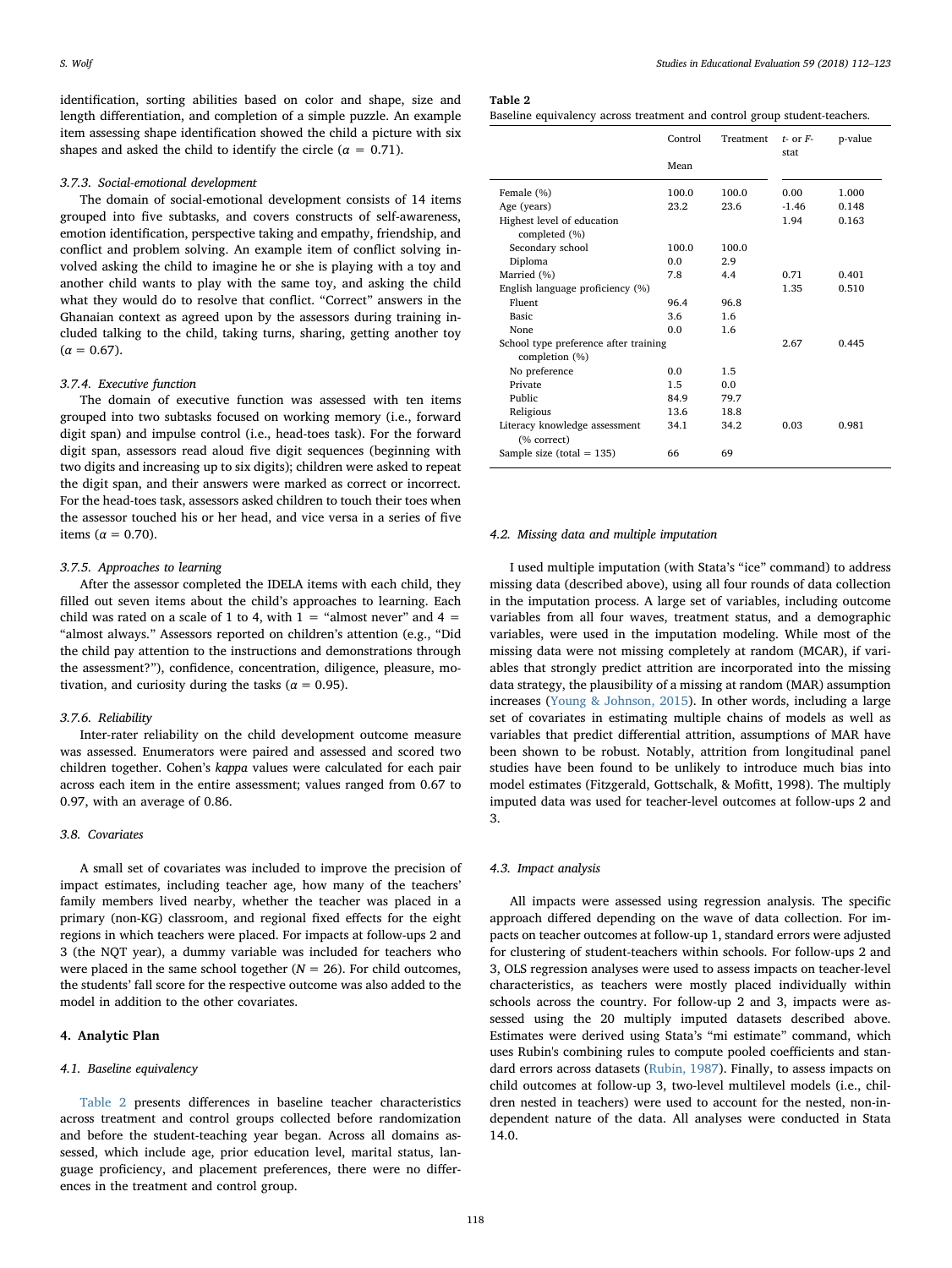identification, sorting abilities based on color and shape, size and length differentiation, and completion of a simple puzzle. An example item assessing shape identification showed the child a picture with six shapes and asked the child to identify the circle ($\alpha = 0.71$).

### 3.7.3. Social-emotional development

The domain of social-emotional development consists of 14 items grouped into five subtasks, and covers constructs of self-awareness, emotion identification, perspective taking and empathy, friendship, and conflict and problem solving. An example item of conflict solving involved asking the child to imagine he or she is playing with a toy and another child wants to play with the same toy, and asking the child what they would do to resolve that conflict. "Correct" answers in the Ghanaian context as agreed upon by the assessors during training included talking to the child, taking turns, sharing, getting another toy ($\alpha = 0.67$).

### 3.7.4. Executive function

The domain of executive function was assessed with ten items grouped into two subtasks focused on working memory (i.e., forward digit span) and impulse control (i.e., head-toes task). For the forward digit span, assessors read aloud five digit sequences (beginning with two digits and increasing up to six digits); children were asked to repeat the digit span, and their answers were marked as correct or incorrect. For the head-toes task, assessors asked children to touch their toes when the assessor touched his or her head, and vice versa in a series of five items ($\alpha = 0.70$).

### 3.7.5. Approaches to learning

After the assessor completed the IDELA items with each child, they filled out seven items about the child's approaches to learning. Each child was rated on a scale of 1 to 4, with 1 = "almost never" and 4 = "almost always." Assessors reported on children's attention (e.g., "Did the child pay attention to the instructions and demonstrations through the assessment?"), confidence, concentration, diligence, pleasure, motivation, and curiosity during the tasks ($\alpha = 0.95$).

### 3.7.6. Reliability

Inter-rater reliability on the child development outcome measure was assessed. Enumerators were paired and assessed and scored two children together. Cohen's *kappa* values were calculated for each pair across each item in the entire assessment; values ranged from 0.67 to 0.97, with an average of 0.86.

## 3.8. Covariates

A small set of covariates was included to improve the precision of impact estimates, including teacher age, how many of the teachers' family members lived nearby, whether the teacher was placed in a primary (non-KG) classroom, and regional fixed effects for the eight regions in which teachers were placed. For impacts at follow-ups 2 and 3 (the NQT year), a dummy variable was included for teachers who were placed in the same school together ($N = 26$). For child outcomes, the students' fall score for the respective outcome was also added to the model in addition to the other covariates.

# 4. Analytic Plan

## 4.1. Baseline equivalency

Table 2 presents differences in baseline teacher characteristics across treatment and control groups collected before randomization and before the student-teaching year began. Across all domains assessed, which include age, prior education level, marital status, language proficiency, and placement preferences, there were no differences in the treatment and control group.

**Table 2**
Baseline equivalency across treatment and control group student-teachers.

| | Control | Treatment | t- or F-stat | p-value |
|---|---|---|---|---|
| | Mean | | | |
| Female (%) | 100.0 | 100.0 | 0.00 | 1.000 |
| Age (years) | 23.2 | 23.6 | -1.46 | 0.148 |
| Highest level of education completed (%) | | | 1.94 | 0.163 |
| Secondary school | 100.0 | 100.0 | | |
| Diploma | 0.0 | 2.9 | | |
| Married (%) | 7.8 | 4.4 | 0.71 | 0.401 |
| English language proficiency (%) | | | 1.35 | 0.510 |
| Fluent | 96.4 | 96.8 | | |
| Basic | 3.6 | 1.6 | | |
| None | 0.0 | 1.6 | | |
| School type preference after training completion (%) | | | 2.67 | 0.445 |
| No preference | 0.0 | 1.5 | | |
| Private | 1.5 | 0.0 | | |
| Public | 84.9 | 79.7 | | |
| Religious | 13.6 | 18.8 | | |
| Literacy knowledge assessment (% correct) | 34.1 | 34.2 | 0.03 | 0.981 |
| Sample size (total = 135) | 66 | 69 | | |

## 4.2. Missing data and multiple imputation

I used multiple imputation (with Stata's "ice" command) to address missing data (described above), using all four rounds of data collection in the imputation process. A large set of variables, including outcome variables from all four waves, treatment status, and a demographic variables, were used in the imputation modeling. While most of the missing data were not missing completely at random (MCAR), if variables that strongly predict attrition are incorporated into the missing data strategy, the plausibility of a missing at random (MAR) assumption increases (Young & Johnson, 2015). In other words, including a large set of covariates in estimating multiple chains of models as well as variables that predict differential attrition, assumptions of MAR have been shown to be robust. Notably, attrition from longitudinal panel studies have been found to be unlikely to introduce much bias into model estimates (Fitzgerald, Gottschalk, & Mofitt, 1998). The multiply imputed data was used for teacher-level outcomes at follow-ups 2 and 3.

## 4.3. Impact analysis

All impacts were assessed using regression analysis. The specific approach differed depending on the wave of data collection. For impacts on teacher outcomes at follow-up 1, standard errors were adjusted for clustering of student-teachers within schools. For follow-ups 2 and 3, OLS regression analyses were used to assess impacts on teacher-level characteristics, as teachers were mostly placed individually within schools across the country. For follow-up 2 and 3, impacts were assessed using the 20 multiply imputed datasets described above. Estimates were derived using Stata's "mi estimate" command, which uses Rubin's combining rules to compute pooled coefficients and standard errors across datasets (Rubin, 1987). Finally, to assess impacts on child outcomes at follow-up 3, two-level multilevel models (i.e., children nested in teachers) were used to account for the nested, non-independent nature of the data. All analyses were conducted in Stata 14.0.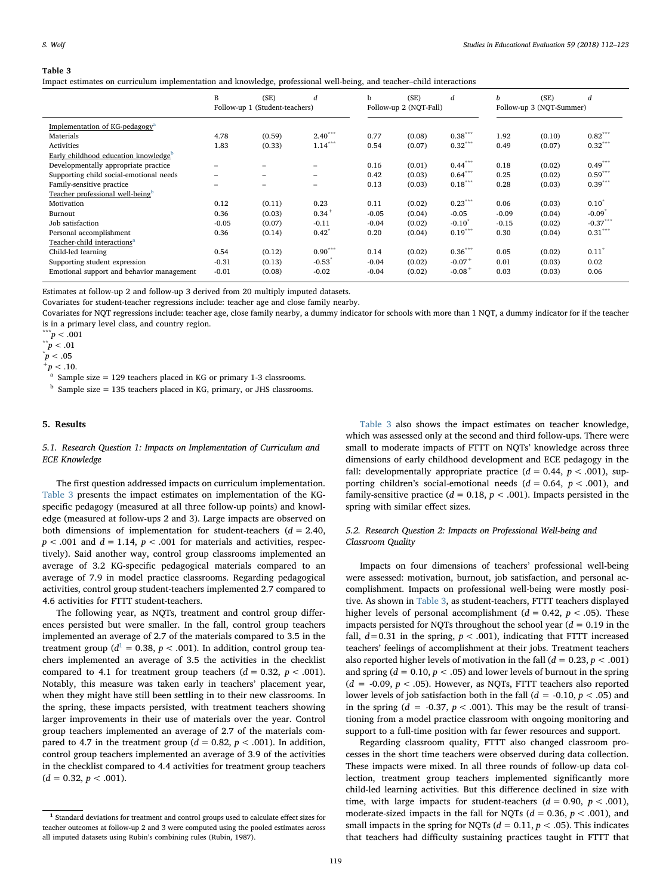**Table 3**

Impact estimates on curriculum implementation and knowledge, professional well-being, and teacher–child interactions

| | B | (SE) | d | b | (SE) | d | b | (SE) | d |
|---|---|---|---|---|---|---|---|---|---|
| | Follow-up 1 (Student-teachers) | | | Follow-up 2 (NQT-Fall) | | | Follow-up 3 (NQT-Summer) | | |
| Implementation of KG-pedagogy[a] | | | | | | | | | |
| Materials | 4.78 | (0.59) | 2.40*** | 0.77 | (0.08) | 0.38*** | 1.92 | (0.10) | 0.82*** |
| Activities | 1.83 | (0.33) | 1.14*** | 0.54 | (0.07) | 0.32*** | 0.49 | (0.07) | 0.32*** |
| Early childhood education knowledge[b] | | | | | | | | | |
| Developmentally appropriate practice | – | – | – | 0.16 | (0.01) | 0.44*** | 0.18 | (0.02) | 0.49*** |
| Supporting child social-emotional needs | – | – | – | 0.42 | (0.03) | 0.64*** | 0.25 | (0.02) | 0.59*** |
| Family-sensitive practice | – | – | – | 0.13 | (0.03) | 0.18*** | 0.28 | (0.03) | 0.39*** |
| Teacher professional well-being[b] | | | | | | | | | |
| Motivation | 0.12 | (0.11) | 0.23 | 0.11 | (0.02) | 0.23*** | 0.06 | (0.03) | 0.10* |
| Burnout | 0.36 | (0.03) | 0.34+ | -0.05 | (0.04) | -0.05 | -0.09 | (0.04) | -0.09* |
| Job satisfaction | -0.05 | (0.07) | -0.11 | -0.04 | (0.02) | -0.10* | -0.15 | (0.02) | -0.37*** |
| Personal accomplishment | 0.36 | (0.14) | 0.42* | 0.20 | (0.04) | 0.19*** | 0.30 | (0.04) | 0.31*** |
| Teacher-child interactions[a] | | | | | | | | | |
| Child-led learning | 0.54 | (0.12) | 0.90*** | 0.14 | (0.02) | 0.36*** | 0.05 | (0.02) | 0.11* |
| Supporting student expression | -0.31 | (0.13) | -0.53* | -0.04 | (0.02) | -0.07+ | 0.01 | (0.03) | 0.02 |
| Emotional support and behavior management | -0.01 | (0.08) | -0.02 | -0.04 | (0.02) | -0.08+ | 0.03 | (0.03) | 0.06 |

Estimates at follow-up 2 and follow-up 3 derived from 20 multiply imputed datasets.

Covariates for student-teacher regressions include: teacher age and close family nearby.

Covariates for NQT regressions include: teacher age, close family nearby, a dummy indicator for schools with more than 1 NQT, a dummy indicator for if the teacher is in a primary level class, and country region.

*** $p < .001$

** $p < .01$

* $p < .05$

+ $p < .10$.

[a] Sample size = 129 teachers placed in KG or primary 1-3 classrooms.

[b] Sample size = 135 teachers placed in KG, primary, or JHS classrooms.

## 5. Results

### 5.1. Research Question 1: Impacts on Implementation of Curriculum and ECE Knowledge

The first question addressed impacts on curriculum implementation. Table 3 presents the impact estimates on implementation of the KG-specific pedagogy (measured at all three follow-up points) and knowledge (measured at follow-ups 2 and 3). Large impacts are observed on both dimensions of implementation for student-teachers ($d = 2.40$, $p < .001$ and $d = 1.14$, $p < .001$ for materials and activities, respectively). Said another way, control group classrooms implemented an average of 3.2 KG-specific pedagogical materials compared to an average of 7.9 in model practice classrooms. Regarding pedagogical activities, control group student-teachers implemented 2.7 compared to 4.6 activities for FTTT student-teachers.

The following year, as NQTs, treatment and control group differences persisted but were smaller. In the fall, control group teachers implemented an average of 2.7 of the materials compared to 3.5 in the treatment group ($d$[1] = 0.38, $p < .001$). In addition, control group teachers implemented an average of 3.5 the activities in the checklist compared to 4.1 for treatment group teachers ($d = 0.32$, $p < .001$). Notably, this measure was taken early in teachers' placement year, when they might have still been settling in to their new classrooms. In the spring, these impacts persisted, with treatment teachers showing larger improvements in their use of materials over the year. Control group teachers implemented an average of 2.7 of the materials compared to 4.7 in the treatment group ($d = 0.82$, $p < .001$). In addition, control group teachers implemented an average of 3.9 of the activities in the checklist compared to 4.4 activities for treatment group teachers ($d = 0.32$, $p < .001$).

Table 3 also shows the impact estimates on teacher knowledge, which was assessed only at the second and third follow-ups. There were small to moderate impacts of FTTT on NQTs' knowledge across three dimensions of early childhood development and ECE pedagogy in the fall: developmentally appropriate practice ($d = 0.44$, $p < .001$), supporting children's social-emotional needs ($d = 0.64$, $p < .001$), and family-sensitive practice ($d = 0.18$, $p < .001$). Impacts persisted in the spring with similar effect sizes.

### 5.2. Research Question 2: Impacts on Professional Well-being and Classroom Quality

Impacts on four dimensions of teachers' professional well-being were assessed: motivation, burnout, job satisfaction, and personal accomplishment. Impacts on professional well-being were mostly positive. As shown in Table 3, as student-teachers, FTTT teachers displayed higher levels of personal accomplishment ($d = 0.42$, $p < .05$). These impacts persisted for NQTs throughout the school year ($d = 0.19$ in the fall, $d = 0.31$ in the spring, $p < .001$), indicating that FTTT increased teachers' feelings of accomplishment at their jobs. Treatment teachers also reported higher levels of motivation in the fall ($d = 0.23$, $p < .001$) and spring ($d = 0.10$, $p < .05$) and lower levels of burnout in the spring ($d = -0.09$, $p < .05$). However, as NQTs, FTTT teachers also reported lower levels of job satisfaction both in the fall ($d = -0.10$, $p < .05$) and in the spring ($d = -0.37$, $p < .001$). This may be the result of transitioning from a model practice classroom with ongoing monitoring and support to a full-time position with far fewer resources and support.

Regarding classroom quality, FTTT also changed classroom processes in the short time teachers were observed during data collection. These impacts were mixed. In all three rounds of follow-up data collection, treatment group teachers implemented significantly more child-led learning activities. But this difference declined in size with time, with large impacts for student-teachers ($d = 0.90$, $p < .001$), moderate-sized impacts in the fall for NQTs ($d = 0.36$, $p < .001$), and small impacts in the spring for NQTs ($d = 0.11$, $p < .05$). This indicates that teachers had difficulty sustaining practices taught in FTTT that

[1] Standard deviations for treatment and control groups used to calculate effect sizes for teacher outcomes at follow-up 2 and 3 were computed using the pooled estimates across all imputed datasets using Rubin's combining rules (Rubin, 1987).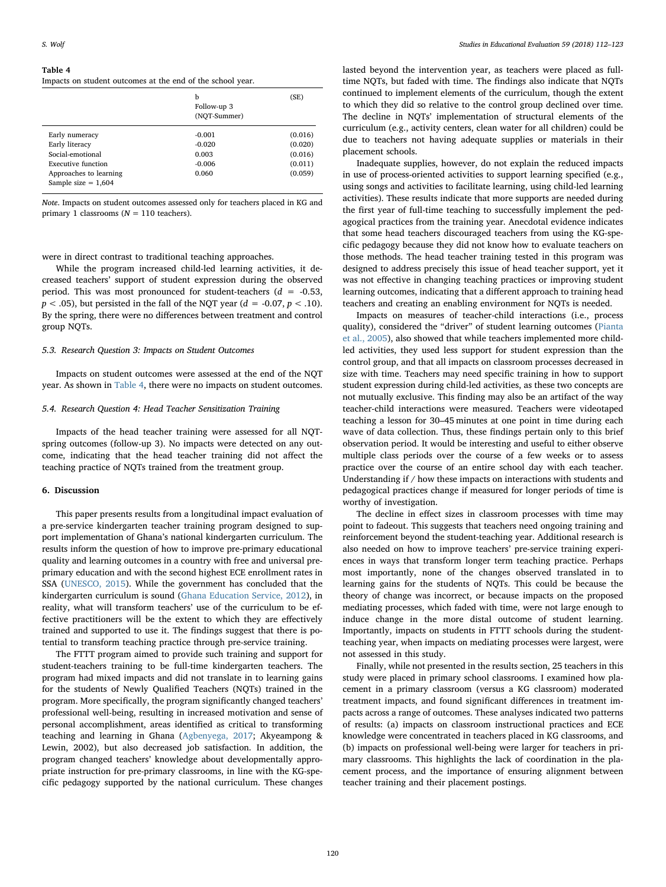**Table 4**
Impacts on student outcomes at the end of the school year.

| | b<br>Follow-up 3<br>(NQT-Summer) | (SE) |
|---|---|---|
| Early numeracy | -0.001 | (0.016) |
| Early literacy | -0.020 | (0.020) |
| Social-emotional | 0.003 | (0.016) |
| Executive function | -0.006 | (0.011) |
| Approaches to learning | 0.060 | (0.059) |
| Sample size = 1,604 | | |

*Note*. Impacts on student outcomes assessed only for teachers placed in KG and primary 1 classrooms (*N* = 110 teachers).

were in direct contrast to traditional teaching approaches.

While the program increased child-led learning activities, it decreased teachers' support of student expression during the observed period. This was most pronounced for student-teachers ($d$ = -0.53, $p < .05$), but persisted in the fall of the NQT year ($d$ = -0.07, $p < .10$). By the spring, there were no differences between treatment and control group NQTs.

### 5.3. Research Question 3: Impacts on Student Outcomes

Impacts on student outcomes were assessed at the end of the NQT year. As shown in Table 4, there were no impacts on student outcomes.

### 5.4. Research Question 4: Head Teacher Sensitization Training

Impacts of the head teacher training were assessed for all NQT-spring outcomes (follow-up 3). No impacts were detected on any outcome, indicating that the head teacher training did not affect the teaching practice of NQTs trained from the treatment group.

## 6. Discussion

This paper presents results from a longitudinal impact evaluation of a pre-service kindergarten teacher training program designed to support implementation of Ghana's national kindergarten curriculum. The results inform the question of how to improve pre-primary educational quality and learning outcomes in a country with free and universal pre-primary education and with the second highest ECE enrollment rates in SSA (UNESCO, 2015). While the government has concluded that the kindergarten curriculum is sound (Ghana Education Service, 2012), in reality, what will transform teachers' use of the curriculum to be effective practitioners will be the extent to which they are effectively trained and supported to use it. The findings suggest that there is potential to transform teaching practice through pre-service training.

The FTTT program aimed to provide such training and support for student-teachers to be full-time kindergarten teachers. The program had mixed impacts and did not translate in to learning gains for the students of Newly Qualified Teachers (NQTs) trained in the program. More specifically, the program significantly changed teachers' professional well-being, resulting in increased motivation and sense of personal accomplishment, areas identified as critical to transforming teaching and learning in Ghana (Agbenyega, 2017; Akyeampong & Lewin, 2002), but also decreased job satisfaction. In addition, the program changed teachers' knowledge about developmentally appropriate instruction for pre-primary classrooms, in line with the KG-specific pedagogy supported by the national curriculum. These changes lasted beyond the intervention year, as teachers were placed as full-time NQTs, but faded with time. The findings also indicate that NQTs continued to implement elements of the curriculum, though the extent to which they did so relative to the control group declined over time. The decline in NQTs' implementation of structural elements of the curriculum (e.g., activity centers, clean water for all children) could be due to teachers not having adequate supplies or materials in their placement schools.

Inadequate supplies, however, do not explain the reduced impacts in use of process-oriented activities to support learning specified (e.g., using songs and activities to facilitate learning, using child-led learning activities). These results indicate that more supports are needed during the first year of full-time teaching to successfully implement the pedagogical practices from the training year. Anecdotal evidence indicates that some head teachers discouraged teachers from using the KG-specific pedagogy because they did not know how to evaluate teachers on those methods. The head teacher training tested in this program was designed to address precisely this issue of head teacher support, yet it was not effective in changing teaching practices or improving student learning outcomes, indicating that a different approach to training head teachers and creating an enabling environment for NQTs is needed.

Impacts on measures of teacher-child interactions (i.e., process quality), considered the "driver" of student learning outcomes (Pianta et al., 2005), also showed that while teachers implemented more child-led activities, they used less support for student expression than the control group, and that all impacts on classroom processes decreased in size with time. Teachers may need specific training in how to support student expression during child-led activities, as these two concepts are not mutually exclusive. This finding may also be an artifact of the way teacher-child interactions were measured. Teachers were videotaped teaching a lesson for 30–45 minutes at one point in time during each wave of data collection. Thus, these findings pertain only to this brief observation period. It would be interesting and useful to either observe multiple class periods over the course of a few weeks or to assess practice over the course of an entire school day with each teacher. Understanding if / how these impacts on interactions with students and pedagogical practices change if measured for longer periods of time is worthy of investigation.

The decline in effect sizes in classroom processes with time may point to fadeout. This suggests that teachers need ongoing training and reinforcement beyond the student-teaching year. Additional research is also needed on how to improve teachers' pre-service training experiences in ways that transform longer term teaching practice. Perhaps most importantly, none of the changes observed translated in to learning gains for the students of NQTs. This could be because the theory of change was incorrect, or because impacts on the proposed mediating processes, which faded with time, were not large enough to induce change in the more distal outcome of student learning. Importantly, impacts on students in FTTT schools during the student-teaching year, when impacts on mediating processes were largest, were not assessed in this study.

Finally, while not presented in the results section, 25 teachers in this study were placed in primary school classrooms. I examined how placement in a primary classroom (versus a KG classroom) moderated treatment impacts, and found significant differences in treatment impacts across a range of outcomes. These analyses indicated two patterns of results: (a) impacts on classroom instructional practices and ECE knowledge were concentrated in teachers placed in KG classrooms, and (b) impacts on professional well-being were larger for teachers in primary classrooms. This highlights the lack of coordination in the placement process, and the importance of ensuring alignment between teacher training and their placement postings.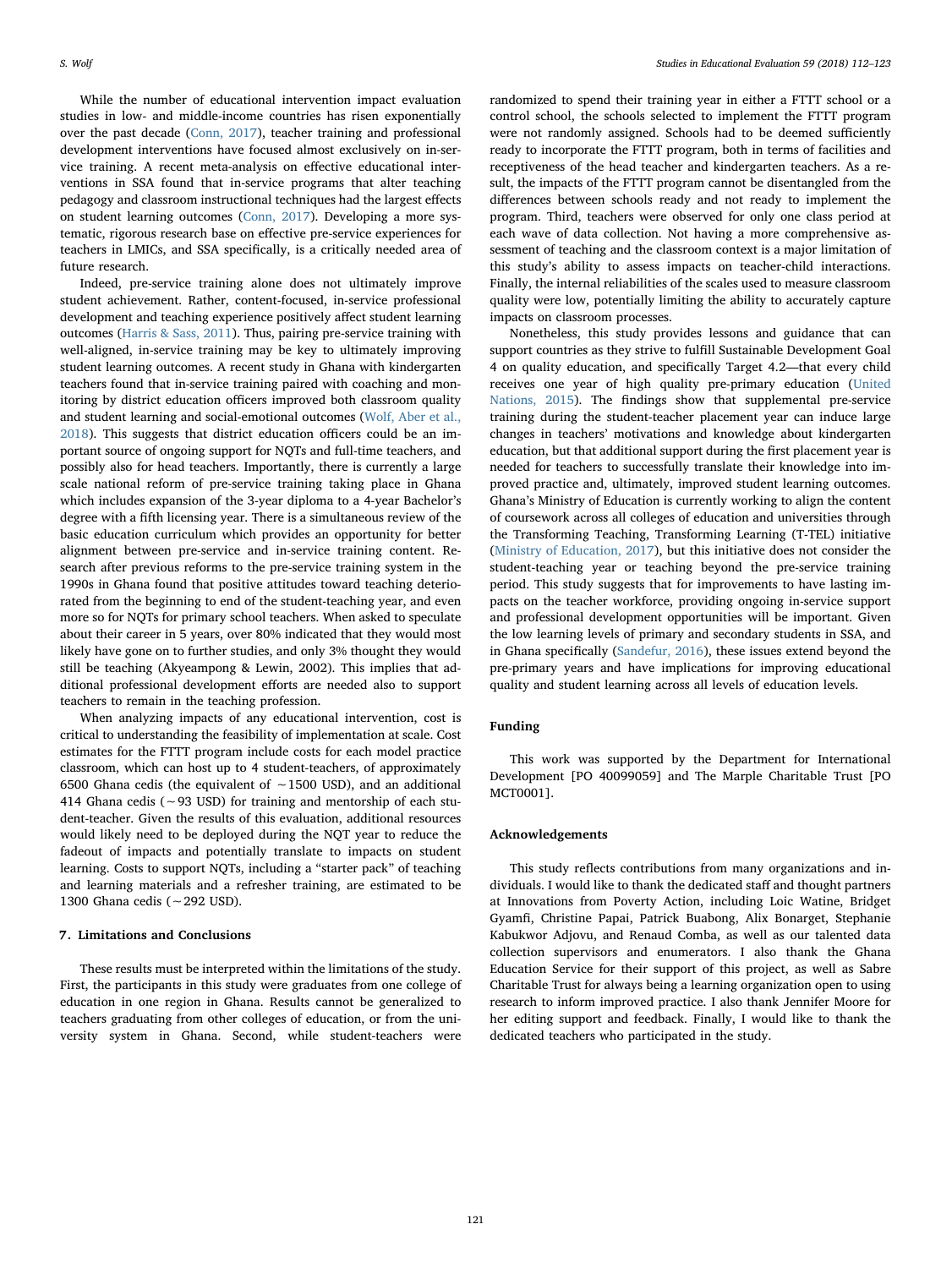While the number of educational intervention impact evaluation studies in low- and middle-income countries has risen exponentially over the past decade (Conn, 2017), teacher training and professional development interventions have focused almost exclusively on in-service training. A recent meta-analysis on effective educational interventions in SSA found that in-service programs that alter teaching pedagogy and classroom instructional techniques had the largest effects on student learning outcomes (Conn, 2017). Developing a more systematic, rigorous research base on effective pre-service experiences for teachers in LMICs, and SSA specifically, is a critically needed area of future research.

Indeed, pre-service training alone does not ultimately improve student achievement. Rather, content-focused, in-service professional development and teaching experience positively affect student learning outcomes (Harris & Sass, 2011). Thus, pairing pre-service training with well-aligned, in-service training may be key to ultimately improving student learning outcomes. A recent study in Ghana with kindergarten teachers found that in-service training paired with coaching and monitoring by district education officers improved both classroom quality and student learning and social-emotional outcomes (Wolf, Aber et al., 2018). This suggests that district education officers could be an important source of ongoing support for NQTs and full-time teachers, and possibly also for head teachers. Importantly, there is currently a large scale national reform of pre-service training taking place in Ghana which includes expansion of the 3-year diploma to a 4-year Bachelor's degree with a fifth licensing year. There is a simultaneous review of the basic education curriculum which provides an opportunity for better alignment between pre-service and in-service training content. Research after previous reforms to the pre-service training system in the 1990s in Ghana found that positive attitudes toward teaching deteriorated from the beginning to end of the student-teaching year, and even more so for NQTs for primary school teachers. When asked to speculate about their career in 5 years, over 80% indicated that they would most likely have gone on to further studies, and only 3% thought they would still be teaching (Akyeampong & Lewin, 2002). This implies that additional professional development efforts are needed also to support teachers to remain in the teaching profession.

When analyzing impacts of any educational intervention, cost is critical to understanding the feasibility of implementation at scale. Cost estimates for the FTTT program include costs for each model practice classroom, which can host up to 4 student-teachers, of approximately 6500 Ghana cedis (the equivalent of ~1500 USD), and an additional 414 Ghana cedis (~93 USD) for training and mentorship of each student-teacher. Given the results of this evaluation, additional resources would likely need to be deployed during the NQT year to reduce the fadeout of impacts and potentially translate to impacts on student learning. Costs to support NQTs, including a "starter pack" of teaching and learning materials and a refresher training, are estimated to be 1300 Ghana cedis (~292 USD).

## 7. Limitations and Conclusions

These results must be interpreted within the limitations of the study. First, the participants in this study were graduates from one college of education in one region in Ghana. Results cannot be generalized to teachers graduating from other colleges of education, or from the university system in Ghana. Second, while student-teachers were randomized to spend their training year in either a FTTT school or a control school, the schools selected to implement the FTTT program were not randomly assigned. Schools had to be deemed sufficiently ready to incorporate the FTTT program, both in terms of facilities and receptiveness of the head teacher and kindergarten teachers. As a result, the impacts of the FTTT program cannot be disentangled from the differences between schools ready and not ready to implement the program. Third, teachers were observed for only one class period at each wave of data collection. Not having a more comprehensive assessment of teaching and the classroom context is a major limitation of this study's ability to assess impacts on teacher-child interactions. Finally, the internal reliabilities of the scales used to measure classroom quality were low, potentially limiting the ability to accurately capture impacts on classroom processes.

Nonetheless, this study provides lessons and guidance that can support countries as they strive to fulfill Sustainable Development Goal 4 on quality education, and specifically Target 4.2—that every child receives one year of high quality pre-primary education (United Nations, 2015). The findings show that supplemental pre-service training during the student-teacher placement year can induce large changes in teachers' motivations and knowledge about kindergarten education, but that additional support during the first placement year is needed for teachers to successfully translate their knowledge into improved practice and, ultimately, improved student learning outcomes. Ghana's Ministry of Education is currently working to align the content of coursework across all colleges of education and universities through the Transforming Teaching, Transforming Learning (T-TEL) initiative (Ministry of Education, 2017), but this initiative does not consider the student-teaching year or teaching beyond the pre-service training period. This study suggests that for improvements to have lasting impacts on the teacher workforce, providing ongoing in-service support and professional development opportunities will be important. Given the low learning levels of primary and secondary students in SSA, and in Ghana specifically (Sandefur, 2016), these issues extend beyond the pre-primary years and have implications for improving educational quality and student learning across all levels of education levels.

## Funding

This work was supported by the Department for International Development [PO 40099059] and The Marple Charitable Trust [PO MCT0001].

## Acknowledgements

This study reflects contributions from many organizations and individuals. I would like to thank the dedicated staff and thought partners at Innovations from Poverty Action, including Loic Watine, Bridget Gyamfi, Christine Papai, Patrick Buabong, Alix Bonarget, Stephanie Kabukwor Adjovu, and Renaud Comba, as well as our talented data collection supervisors and enumerators. I also thank the Ghana Education Service for their support of this project, as well as Sabre Charitable Trust for always being a learning organization open to using research to inform improved practice. I also thank Jennifer Moore for her editing support and feedback. Finally, I would like to thank the dedicated teachers who participated in the study.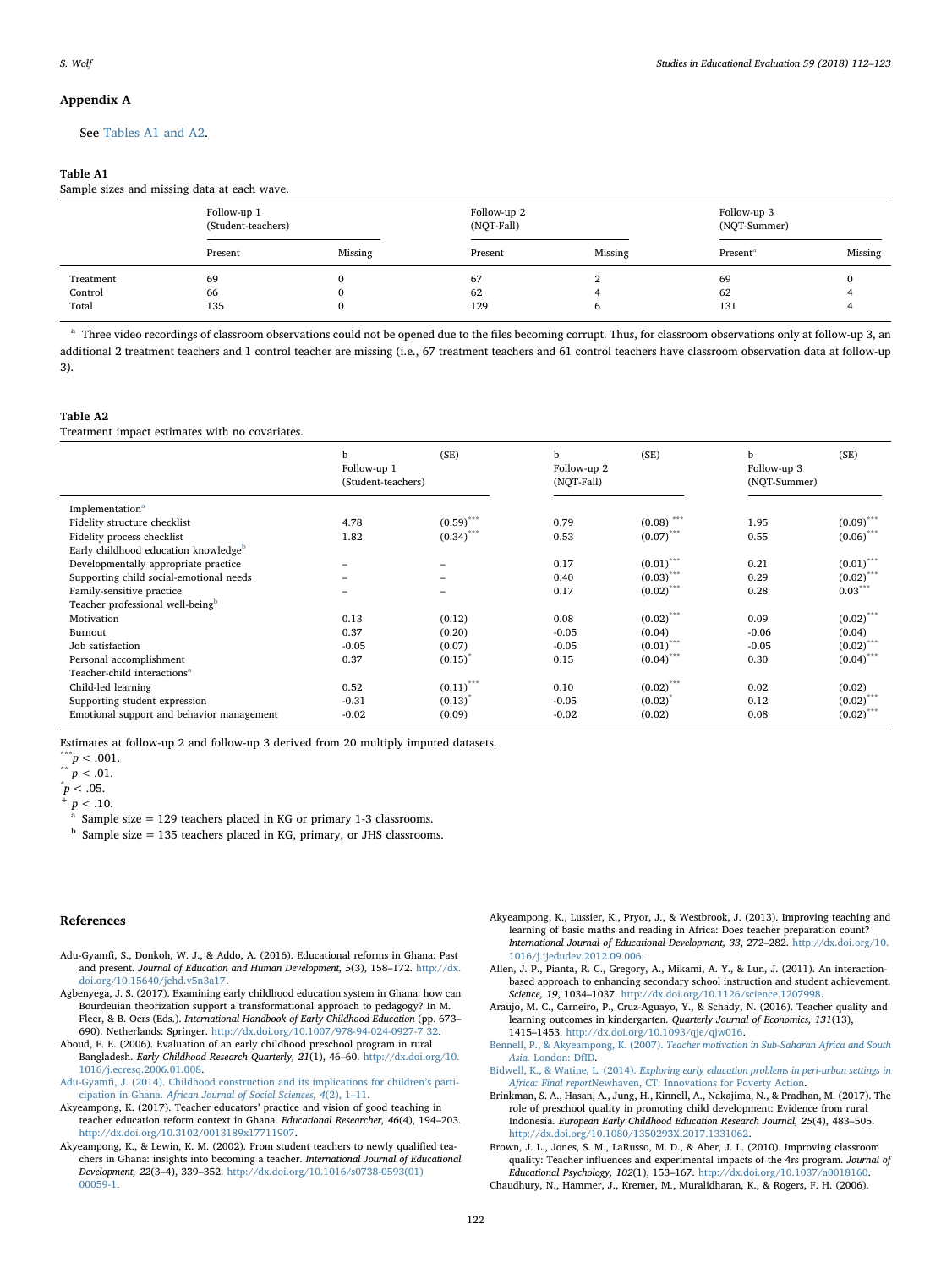## Appendix A

See Tables A1 and A2.

**Table A1**
Sample sizes and missing data at each wave.

| | Follow-up 1 (Student-teachers) | | Follow-up 2 (NQT-Fall) | | Follow-up 3 (NQT-Summer) | |
|---|---|---|---|---|---|---|
| | Present | Missing | Present | Missing | Present[a] | Missing |
| Treatment | 69 | 0 | 67 | 2 | 69 | 0 |
| Control | 66 | 0 | 62 | 4 | 62 | 4 |
| Total | 135 | 0 | 129 | 6 | 131 | 4 |

[a] Three video recordings of classroom observations could not be opened due to the files becoming corrupt. Thus, for classroom observations only at follow-up 3, an additional 2 treatment teachers and 1 control teacher are missing (i.e., 67 treatment teachers and 61 control teachers have classroom observation data at follow-up 3).

**Table A2**
Treatment impact estimates with no covariates.

| | b Follow-up 1 (Student-teachers) | (SE) | b Follow-up 2 (NQT-Fall) | (SE) | b Follow-up 3 (NQT-Summer) | (SE) |
|---|---|---|---|---|---|---|
| Implementation[a] | | | | | | |
| Fidelity structure checklist | 4.78 | (0.59)*** | 0.79 | (0.08)*** | 1.95 | (0.09)*** |
| Fidelity process checklist | 1.82 | (0.34)*** | 0.53 | (0.07)*** | 0.55 | (0.06)*** |
| Early childhood education knowledge[b] | | | | | | |
| Developmentally appropriate practice | – | – | 0.17 | (0.01)*** | 0.21 | (0.01)*** |
| Supporting child social-emotional needs | – | – | 0.40 | (0.03)*** | 0.29 | (0.02)*** |
| Family-sensitive practice | – | – | 0.17 | (0.02)*** | 0.28 | 0.03*** |
| Teacher professional well-being[b] | | | | | | |
| Motivation | 0.13 | (0.12) | 0.08 | (0.02)*** | 0.09 | (0.02)*** |
| Burnout | 0.37 | (0.20) | -0.05 | (0.04) | -0.06 | (0.04) |
| Job satisfaction | -0.05 | (0.07) | -0.05 | (0.01)*** | -0.05 | (0.02)*** |
| Personal accomplishment | 0.37 | (0.15)* | 0.15 | (0.04)*** | 0.30 | (0.04)*** |
| Teacher-child interactions[a] | | | | | | |
| Child-led learning | 0.52 | (0.11)*** | 0.10 | (0.02)*** | 0.02 | (0.02) |
| Supporting student expression | -0.31 | (0.13)* | -0.05 | (0.02)* | 0.12 | (0.02)*** |
| Emotional support and behavior management | -0.02 | (0.09) | -0.02 | (0.02) | 0.08 | (0.02)*** |

Estimates at follow-up 2 and follow-up 3 derived from 20 multiply imputed datasets.
*** $p < .001$.
** $p < .01$.
* $p < .05$.
+ $p < .10$.
[a] Sample size = 129 teachers placed in KG or primary 1-3 classrooms.
[b] Sample size = 135 teachers placed in KG, primary, or JHS classrooms.

## References

Adu-Gyamfi, S., Donkoh, W. J., & Addo, A. (2016). Educational reforms in Ghana: Past and present. *Journal of Education and Human Development, 5*(3), 158–172. http://dx.doi.org/10.15640/jehd.v5n3a17.

Agbenyega, J. S. (2017). Examining early childhood education system in Ghana: how can Bourdeuian theorization support a transformational approach to pedagogy? In M. Fleer, & B. Oers (Eds.). *International Handbook of Early Childhood Education* (pp. 673–690). Netherlands: Springer. http://dx.doi.org/10.1007/978-94-024-0927-7_32.

Aboud, F. E. (2006). Evaluation of an early childhood preschool program in rural Bangladesh. *Early Childhood Research Quarterly, 21*(1), 46–60. http://dx.doi.org/10.1016/j.ecresq.2006.01.008.

Adu-Gyamfi, J. (2014). Childhood construction and its implications for children's participation in Ghana. *African Journal of Social Sciences, 4*(2), 1–11.

Akyeampong, K. (2017). Teacher educators' practice and vision of good teaching in teacher education reform context in Ghana. *Educational Researcher, 46*(4), 194–203. http://dx.doi.org/10.3102/0013189x17711907.

Akyeampong, K., & Lewin, K. M. (2002). From student teachers to newly qualified teachers in Ghana: insights into becoming a teacher. *International Journal of Educational Development, 22*(3–4), 339–352. http://dx.doi.org/10.1016/s0738-0593(01)00059-1.

Akyeampong, K., Lussier, K., Pryor, J., & Westbrook, J. (2013). Improving teaching and learning of basic maths and reading in Africa: Does teacher preparation count? *International Journal of Educational Development, 33*, 272–282. http://dx.doi.org/10.1016/j.ijedudev.2012.09.006.

Allen, J. P., Pianta, R. C., Gregory, A., Mikami, A. Y., & Lun, J. (2011). An interaction-based approach to enhancing secondary school instruction and student achievement. *Science, 19*, 1034–1037. http://dx.doi.org/10.1126/science.1207998.

Araujo, M. C., Carneiro, P., Cruz-Aguayo, Y., & Schady, N. (2016). Teacher quality and learning outcomes in kindergarten. *Quarterly Journal of Economics, 131*(13), 1415–1453. http://dx.doi.org/10.1093/qje/qjw016.

Bennell, P., & Akyeampong, K. (2007). *Teacher motivation in Sub-Saharan Africa and South Asia.* London: DfID.

Bidwell, K., & Watine, L. (2014). *Exploring early education problems in peri-urban settings in Africa: Final report*Newhaven, CT: Innovations for Poverty Action.

Brinkman, S. A., Hasan, A., Jung, H., Kinnell, A., Nakajima, N., & Pradhan, M. (2017). The role of preschool quality in promoting child development: Evidence from rural Indonesia. *European Early Childhood Education Research Journal, 25*(4), 483–505. http://dx.doi.org/10.1080/1350293X.2017.1331062.

Brown, J. L., Jones, S. M., LaRusso, M. D., & Aber, J. L. (2010). Improving classroom quality: Teacher influences and experimental impacts of the 4rs program. *Journal of Educational Psychology, 102*(1), 153–167. http://dx.doi.org/10.1037/a0018160.

Chaudhury, N., Hammer, J., Kremer, M., Muralidharan, K., & Rogers, F. H. (2006).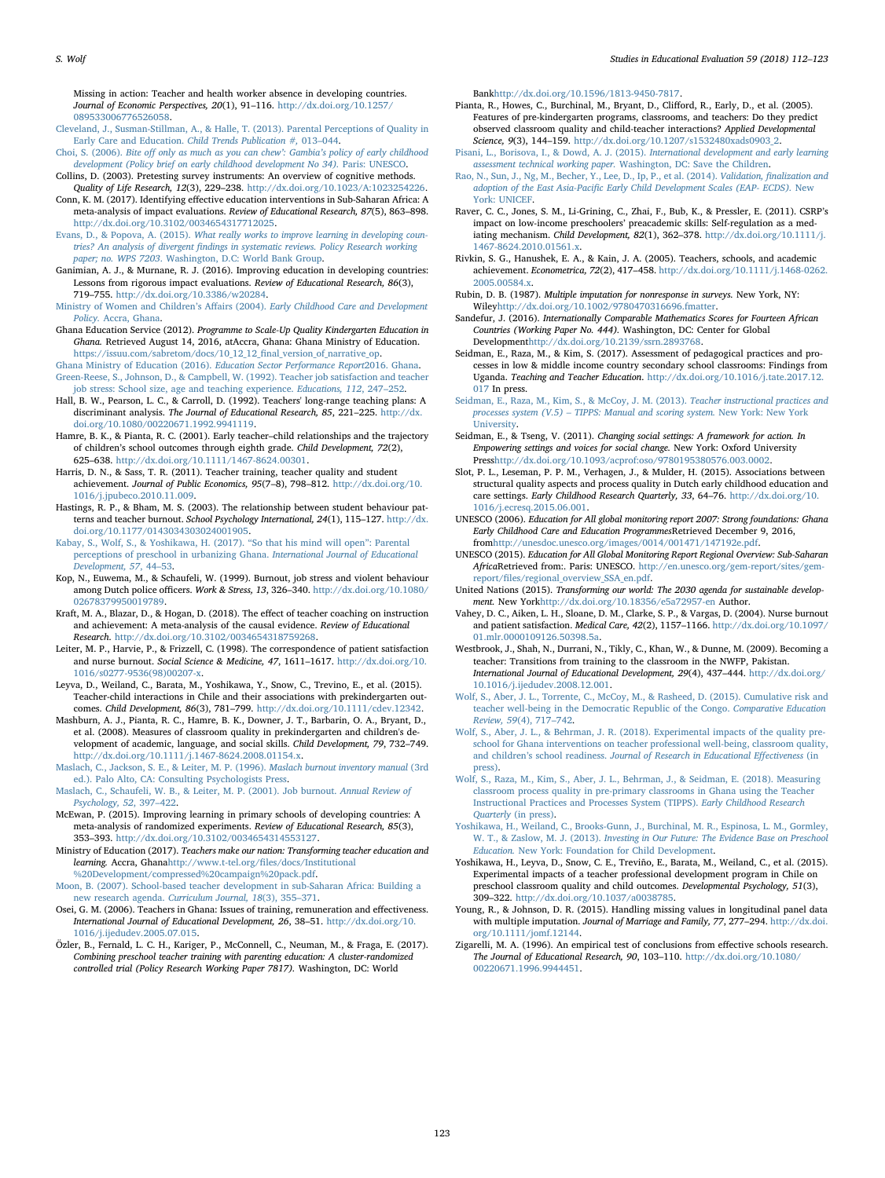Missing in action: Teacher and health worker absence in developing countries. *Journal of Economic Perspectives, 20*(1), 91–116. http://dx.doi.org/10.1257/089533006776526058.

Cleveland, J., Susman-Stillman, A., & Halle, T. (2013). Parental Perceptions of Quality in Early Care and Education. *Child Trends Publication #*, 013–044.

Choi, S. (2006). *Bite off only as much as you can chew': Gambia's policy of early childhood development (Policy brief on early childhood development No 34).* Paris: UNESCO.

Collins, D. (2003). Pretesting survey instruments: An overview of cognitive methods. *Quality of Life Research, 12*(3), 229–238. http://dx.doi.org/10.1023/A:1023254226.

Conn, K. M. (2017). Identifying effective education interventions in Sub-Saharan Africa: A meta-analysis of impact evaluations. *Review of Educational Research, 87*(5), 863–898. http://dx.doi.org/10.3102/0034654317712025.

Evans, D., & Popova, A. (2015). *What really works to improve learning in developing countries? An analysis of divergent findings in systematic reviews. Policy Research working paper; no. WPS 7203.* Washington, D.C: World Bank Group.

Ganimian, A. J., & Murnane, R. J. (2016). Improving education in developing countries: Lessons from rigorous impact evaluations. *Review of Educational Research, 86*(3), 719–755. http://dx.doi.org/10.3386/w20284.

Ministry of Women and Children's Affairs (2004). *Early Childhood Care and Development Policy.* Accra, Ghana.

Ghana Education Service (2012). *Programme to Scale-Up Quality Kindergarten Education in Ghana.* Retrieved August 14, 2016, atAccra, Ghana: Ghana Ministry of Education. https://issuu.com/sabretom/docs/10_12_12_final_version_of_narrative_op.

Ghana Ministry of Education (2016). *Education Sector Performance Report*2016. Ghana.

Green-Reese, S., Johnson, D., & Campbell, W. (1992). Teacher job satisfaction and teacher job stress: School size, age and teaching experience. *Educations, 112*, 247–252.

Hall, B. W., Pearson, L. C., & Carroll, D. (1992). Teachers' long-range teaching plans: A discriminant analysis. *The Journal of Educational Research, 85*, 221–225. http://dx.doi.org/10.1080/00220671.1992.9941119.

Hamre, B. K., & Pianta, R. C. (2001). Early teacher–child relationships and the trajectory of children's school outcomes through eighth grade. *Child Development, 72*(2), 625–638. http://dx.doi.org/10.1111/1467-8624.00301.

Harris, D. N., & Sass, T. R. (2011). Teacher training, teacher quality and student achievement. *Journal of Public Economics, 95*(7–8), 798–812. http://dx.doi.org/10.1016/j.jpubeco.2010.11.009.

Hastings, R. P., & Bham, M. S. (2003). The relationship between student behaviour patterns and teacher burnout. *School Psychology International, 24*(1), 115–127. http://dx.doi.org/10.1177/0143034303024001905.

Kabay, S., Wolf, S., & Yoshikawa, H. (2017). "So that his mind will open": Parental perceptions of preschool in urbanizing Ghana. *International Journal of Educational Development, 57*, 44–53.

Kop, N., Euwema, M., & Schaufeli, W. (1999). Burnout, job stress and violent behaviour among Dutch police officers. *Work & Stress, 13*, 326–340. http://dx.doi.org/10.1080/02678379950019789.

Kraft, M. A., Blazar, D., & Hogan, D. (2018). The effect of teacher coaching on instruction and achievement: A meta-analysis of the causal evidence. *Review of Educational Research.* http://dx.doi.org/10.3102/0034654318759268.

Leiter, M. P., Harvie, P., & Frizzell, C. (1998). The correspondence of patient satisfaction and nurse burnout. *Social Science & Medicine, 47*, 1611–1617. http://dx.doi.org/10.1016/s0277-9536(98)00207-x.

Leyva, D., Weiland, C., Barata, M., Yoshikawa, Y., Snow, C., Trevino, E., et al. (2015). Teacher-child interactions in Chile and their associations with prekindergarten outcomes. *Child Development, 86*(3), 781–799. http://dx.doi.org/10.1111/cdev.12342.

Mashburn, A. J., Pianta, R. C., Hamre, B. K., Downer, J. T., Barbarin, O. A., Bryant, D., et al. (2008). Measures of classroom quality in prekindergarten and children's development of academic, language, and social skills. *Child Development, 79*, 732–749. http://dx.doi.org/10.1111/j.1467-8624.2008.01154.x.

Maslach, C., Jackson, S. E., & Leiter, M. P. (1996). *Maslach burnout inventory manual* (3rd ed.). Palo Alto, CA: Consulting Psychologists Press.

Maslach, C., Schaufeli, W. B., & Leiter, M. P. (2001). Job burnout. *Annual Review of Psychology, 52*, 397–422.

McEwan, P. (2015). Improving learning in primary schools of developing countries: A meta-analysis of randomized experiments. *Review of Educational Research, 85*(3), 353–393. http://dx.doi.org/10.3102/0034654314553127.

Ministry of Education (2017). *Teachers make our nation: Transforming teacher education and learning.* Accra, Ghanahttp://www.t-tel.org/files/docs/Institutional%20Development/compressed%20campaign%20pack.pdf.

Moon, B. (2007). School-based teacher development in sub-Saharan Africa: Building a new research agenda. *Curriculum Journal, 18*(3), 355–371.

Osei, G. M. (2006). Teachers in Ghana: Issues of training, remuneration and effectiveness. *International Journal of Educational Development, 26*, 38–51. http://dx.doi.org/10.1016/j.ijedudev.2005.07.015.

Özler, B., Fernald, L. C. H., Kariger, P., McConnell, C., Neuman, M., & Fraga, E. (2017). *Combining preschool teacher training with parenting education: A cluster-randomized controlled trial (Policy Research Working Paper 7817).* Washington, DC: World Bankhttp://dx.doi.org/10.1596/1813-9450-7817.

Pianta, R., Howes, C., Burchinal, M., Bryant, D., Clifford, R., Early, D., et al. (2005). Features of pre-kindergarten programs, classrooms, and teachers: Do they predict observed classroom quality and child-teacher interactions? *Applied Developmental Science, 9*(3), 144–159. http://dx.doi.org/10.1207/s1532480xads0903_2.

Pisani, L., Borisova, I., & Dowd, A. J. (2015). *International development and early learning assessment technical working paper.* Washington, DC: Save the Children.

Rao, N., Sun, J., Ng, M., Becher, Y., Lee, D., Ip, P., et al. (2014). *Validation, finalization and adoption of the East Asia-Pacific Early Child Development Scales (EAP- ECDS).* New York: UNICEF.

Raver, C. C., Jones, S. M., Li-Grining, C., Zhai, F., Bub, K., & Pressler, E. (2011). CSRP's impact on low-income preschoolers' preacademic skills: Self-regulation as a mediating mechanism. *Child Development, 82*(1), 362–378. http://dx.doi.org/10.1111/j.1467-8624.2010.01561.x.

Rivkin, S. G., Hanushek, E. A., & Kain, J. A. (2005). Teachers, schools, and academic achievement. *Econometrica, 72*(2), 417–458. http://dx.doi.org/10.1111/j.1468-0262.2005.00584.x.

Rubin, D. B. (1987). *Multiple imputation for nonresponse in surveys.* New York, NY: Wileyhttp://dx.doi.org/10.1002/9780470316696.fmatter.

Sandefur, J. (2016). *Internationally Comparable Mathematics Scores for Fourteen African Countries (Working Paper No. 444).* Washington, DC: Center for Global Developmenthttp://dx.doi.org/10.2139/ssrn.2893768.

Seidman, E., Raza, M., & Kim, S. (2017). Assessment of pedagogical practices and processes in low & middle income country secondary school classrooms: Findings from Uganda. *Teaching and Teacher Education.* http://dx.doi.org/10.1016/j.tate.2017.12.017 In press.

Seidman, E., Raza, M., Kim, S., & McCoy, J. M. (2013). *Teacher instructional practices and processes system (V.5) – TIPPS: Manual and scoring system.* New York: New York University.

Seidman, E., & Tseng, V. (2011). *Changing social settings: A framework for action. In Empowering settings and voices for social change.* New York: Oxford University Presshttp://dx.doi.org/10.1093/acprof:oso/9780195380576.003.0002.

Slot, P. L., Leseman, P. P. M., Verhagen, J., & Mulder, H. (2015). Associations between structural quality aspects and process quality in Dutch early childhood education and care settings. *Early Childhood Research Quarterly, 33*, 64–76. http://dx.doi.org/10.1016/j.ecresq.2015.06.001.

UNESCO (2006). *Education For All global monitoring report 2007: Strong foundations: Ghana Early Childhood Care and Education Programmes*Retrieved December 9, 2016, fromhttp://unesdoc.unesco.org/images/0014/001471/147192e.pdf.

UNESCO (2015). *Education for All Global Monitoring Report Regional Overview: Sub-Saharan Africa*Retrieved from:. Paris: UNESCO. http://en.unesco.org/gem-report/sites/gem-report/files/regional_overview_SSA_en.pdf.

United Nations (2015). *Transforming our world: The 2030 agenda for sustainable development.* New Yorkhttp://dx.doi.org/10.18356/e5a72957-en Author.

Vahey, D. C., Aiken, L. H., Sloane, D. M., Clarke, S. P., & Vargas, D. (2004). Nurse burnout and patient satisfaction. *Medical Care, 42*(2), 1157–1166. http://dx.doi.org/10.1097/01.mlr.0000109126.50398.5a.

Westbrook, J., Shah, N., Durrani, N., Tikly, C., Khan, W., & Dunne, M. (2009). Becoming a teacher: Transitions from training to the classroom in the NWFP, Pakistan. *International Journal of Educational Development, 29*(4), 437–444. http://dx.doi.org/10.1016/j.ijedudev.2008.12.001.

Wolf, S., Aber, J. L., Torrente, C., McCoy, M., & Rasheed, D. (2015). Cumulative risk and teacher well-being in the Democratic Republic of the Congo. *Comparative Education Review, 59*(4), 717–742.

Wolf, S., Aber, J. L., & Behrman, J. R. (2018). Experimental impacts of the quality preschool for Ghana interventions on teacher professional well-being, classroom quality, and children's school readiness. *Journal of Research in Educational Effectiveness* (in press).

Wolf, S., Raza, M., Kim, S., Aber, J. L., Behrman, J., & Seidman, E. (2018). Measuring classroom process quality in pre-primary classrooms in Ghana using the Teacher Instructional Practices and Processes System (TIPPS). *Early Childhood Research Quarterly* (in press).

Yoshikawa, H., Weiland, C., Brooks-Gunn, J., Burchinal, M. R., Espinosa, L. M., Gormley, W. T., & Zaslow, M. J. (2013). *Investing in Our Future: The Evidence Base on Preschool Education.* New York: Foundation for Child Development.

Yoshikawa, H., Leyva, D., Snow, C. E., Treviño, E., Barata, M., Weiland, C., et al. (2015). Experimental impacts of a teacher professional development program in Chile on preschool classroom quality and child outcomes. *Developmental Psychology, 51*(3), 309–322. http://dx.doi.org/10.1037/a0038785.

Young, R., & Johnson, D. R. (2015). Handling missing values in longitudinal panel data with multiple imputation. *Journal of Marriage and Family, 77*, 277–294. http://dx.doi.org/10.1111/jomf.12144.

Zigarelli, M. A. (1996). An empirical test of conclusions from effective schools research. *The Journal of Educational Research, 90*, 103–110. http://dx.doi.org/10.1080/00220671.1996.9944451.